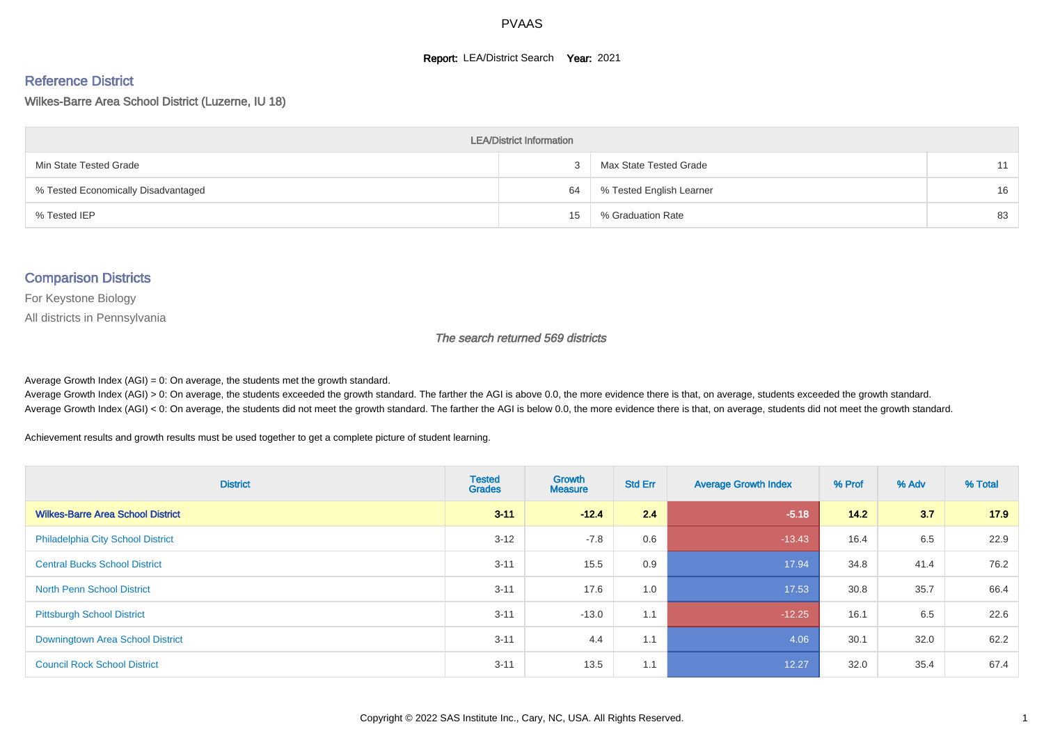# PVAAS

**Report:** LEA/District Search **Year:** 2021

## Reference District

Wilkes-Barre Area School District (Luzerne, IU 18)

| LEA/District Information | | | |
|---|---|---|---|
| Min State Tested Grade | 3 | Max State Tested Grade | 11 |
| % Tested Economically Disadvantaged | 64 | % Tested English Learner | 16 |
| % Tested IEP | 15 | % Graduation Rate | 83 |

## Comparison Districts

For Keystone Biology

All districts in Pennsylvania

*The search returned 569 districts*

Average Growth Index (AGI) = 0: On average, the students met the growth standard.
Average Growth Index (AGI) > 0: On average, the students exceeded the growth standard. The farther the AGI is above 0.0, the more evidence there is that, on average, students exceeded the growth standard.
Average Growth Index (AGI) < 0: On average, the students did not meet the growth standard. The farther the AGI is below 0.0, the more evidence there is that, on average, students did not meet the growth standard.

Achievement results and growth results must be used together to get a complete picture of student learning.

| District | Tested Grades | Growth Measure | Std Err | Average Growth Index | % Prof | % Adv | % Total |
|---|---|---|---|---|---|---|---|
| **Wilkes-Barre Area School District** | **3-11** | **-12.4** | **2.4** | **-5.18** | **14.2** | **3.7** | **17.9** |
| Philadelphia City School District | 3-12 | -7.8 | 0.6 | -13.43 | 16.4 | 6.5 | 22.9 |
| Central Bucks School District | 3-11 | 15.5 | 0.9 | 17.94 | 34.8 | 41.4 | 76.2 |
| North Penn School District | 3-11 | 17.6 | 1.0 | 17.53 | 30.8 | 35.7 | 66.4 |
| Pittsburgh School District | 3-11 | -13.0 | 1.1 | -12.25 | 16.1 | 6.5 | 22.6 |
| Downingtown Area School District | 3-11 | 4.4 | 1.1 | 4.06 | 30.1 | 32.0 | 62.2 |
| Council Rock School District | 3-11 | 13.5 | 1.1 | 12.27 | 32.0 | 35.4 | 67.4 |

Copyright © 2022 SAS Institute Inc., Cary, NC, USA. All Rights Reserved.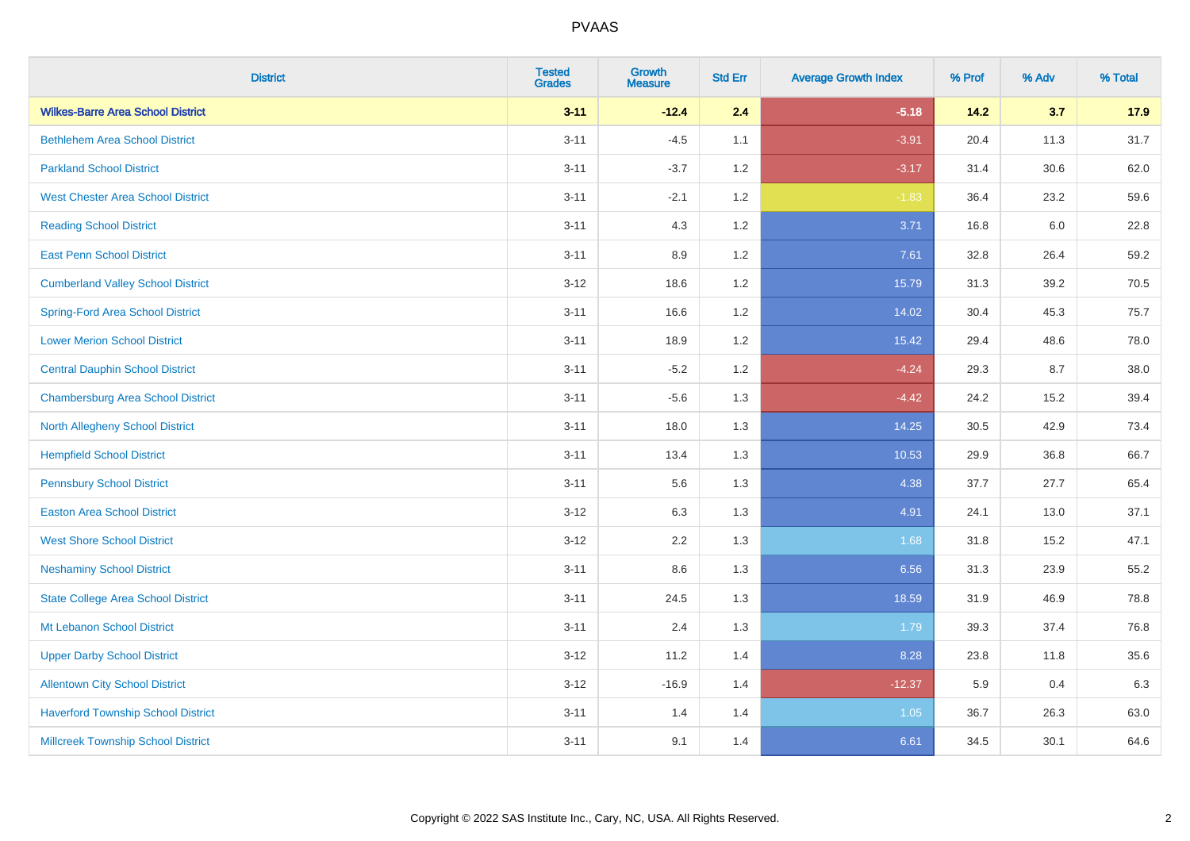# PVAAS

| District | Tested Grades | Growth Measure | Std Err | Average Growth Index | % Prof | % Adv | % Total |
|---|---|---|---|---|---|---|---|
| **Wilkes-Barre Area School District** | **3-11** | **-12.4** | **2.4** | **-5.18** | **14.2** | **3.7** | **17.9** |
| Bethlehem Area School District | 3-11 | -4.5 | 1.1 | -3.91 | 20.4 | 11.3 | 31.7 |
| Parkland School District | 3-11 | -3.7 | 1.2 | -3.17 | 31.4 | 30.6 | 62.0 |
| West Chester Area School District | 3-11 | -2.1 | 1.2 | -1.83 | 36.4 | 23.2 | 59.6 |
| Reading School District | 3-11 | 4.3 | 1.2 | 3.71 | 16.8 | 6.0 | 22.8 |
| East Penn School District | 3-11 | 8.9 | 1.2 | 7.61 | 32.8 | 26.4 | 59.2 |
| Cumberland Valley School District | 3-12 | 18.6 | 1.2 | 15.79 | 31.3 | 39.2 | 70.5 |
| Spring-Ford Area School District | 3-11 | 16.6 | 1.2 | 14.02 | 30.4 | 45.3 | 75.7 |
| Lower Merion School District | 3-11 | 18.9 | 1.2 | 15.42 | 29.4 | 48.6 | 78.0 |
| Central Dauphin School District | 3-11 | -5.2 | 1.2 | -4.24 | 29.3 | 8.7 | 38.0 |
| Chambersburg Area School District | 3-11 | -5.6 | 1.3 | -4.42 | 24.2 | 15.2 | 39.4 |
| North Allegheny School District | 3-11 | 18.0 | 1.3 | 14.25 | 30.5 | 42.9 | 73.4 |
| Hempfield School District | 3-11 | 13.4 | 1.3 | 10.53 | 29.9 | 36.8 | 66.7 |
| Pennsbury School District | 3-11 | 5.6 | 1.3 | 4.38 | 37.7 | 27.7 | 65.4 |
| Easton Area School District | 3-12 | 6.3 | 1.3 | 4.91 | 24.1 | 13.0 | 37.1 |
| West Shore School District | 3-12 | 2.2 | 1.3 | 1.68 | 31.8 | 15.2 | 47.1 |
| Neshaminy School District | 3-11 | 8.6 | 1.3 | 6.56 | 31.3 | 23.9 | 55.2 |
| State College Area School District | 3-11 | 24.5 | 1.3 | 18.59 | 31.9 | 46.9 | 78.8 |
| Mt Lebanon School District | 3-11 | 2.4 | 1.3 | 1.79 | 39.3 | 37.4 | 76.8 |
| Upper Darby School District | 3-12 | 11.2 | 1.4 | 8.28 | 23.8 | 11.8 | 35.6 |
| Allentown City School District | 3-12 | -16.9 | 1.4 | -12.37 | 5.9 | 0.4 | 6.3 |
| Haverford Township School District | 3-11 | 1.4 | 1.4 | 1.05 | 36.7 | 26.3 | 63.0 |
| Millcreek Township School District | 3-11 | 9.1 | 1.4 | 6.61 | 34.5 | 30.1 | 64.6 |

Copyright © 2022 SAS Institute Inc., Cary, NC, USA. All Rights Reserved.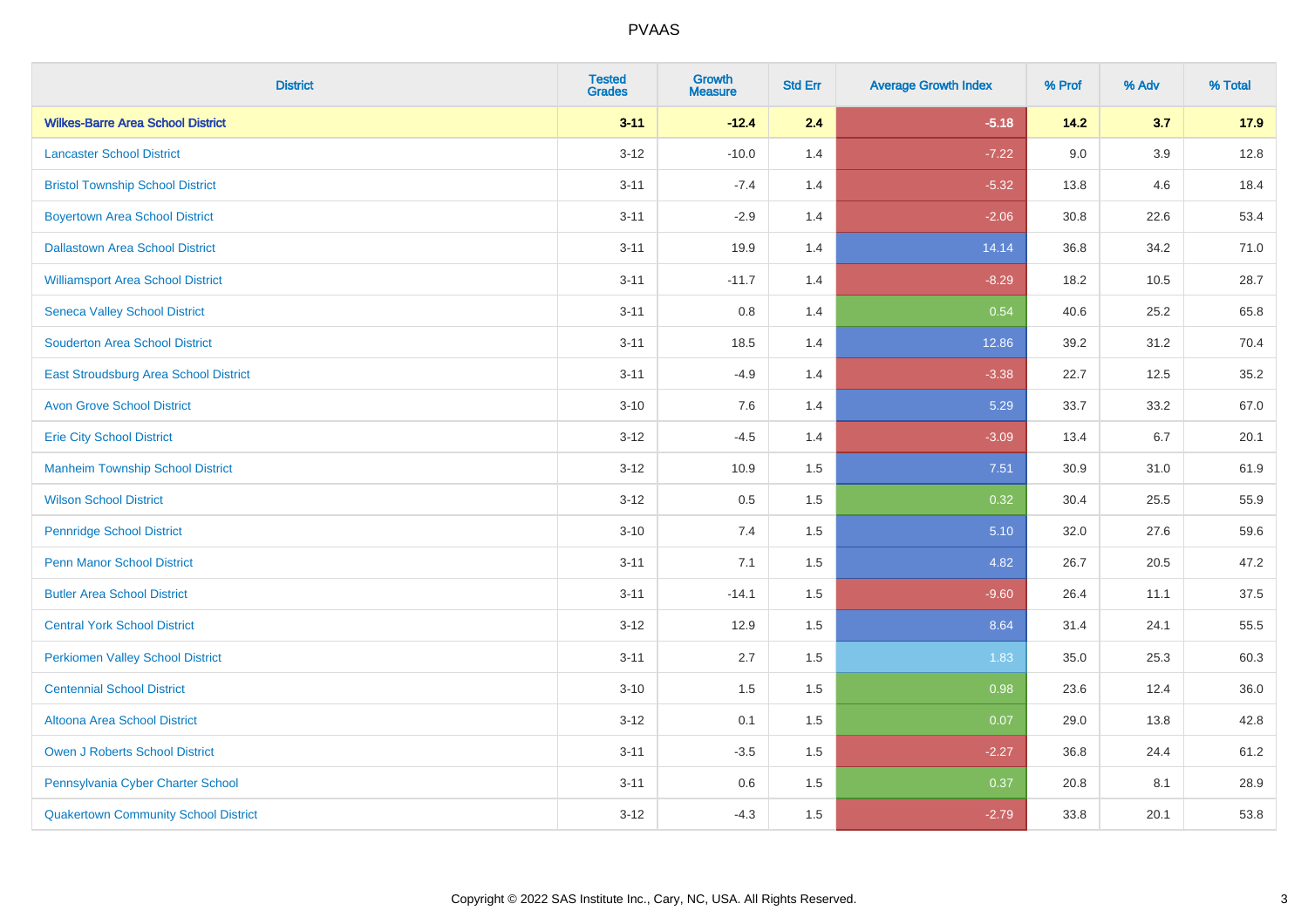| District | Tested Grades | Growth Measure | Std Err | Average Growth Index | % Prof | % Adv | % Total |
|---|---|---|---|---|---|---|---|
| **Wilkes-Barre Area School District** | **3-11** | **-12.4** | **2.4** | **-5.18** | **14.2** | **3.7** | **17.9** |
| Lancaster School District | 3-12 | -10.0 | 1.4 | -7.22 | 9.0 | 3.9 | 12.8 |
| Bristol Township School District | 3-11 | -7.4 | 1.4 | -5.32 | 13.8 | 4.6 | 18.4 |
| Boyertown Area School District | 3-11 | -2.9 | 1.4 | -2.06 | 30.8 | 22.6 | 53.4 |
| Dallastown Area School District | 3-11 | 19.9 | 1.4 | 14.14 | 36.8 | 34.2 | 71.0 |
| Williamsport Area School District | 3-11 | -11.7 | 1.4 | -8.29 | 18.2 | 10.5 | 28.7 |
| Seneca Valley School District | 3-11 | 0.8 | 1.4 | 0.54 | 40.6 | 25.2 | 65.8 |
| Souderton Area School District | 3-11 | 18.5 | 1.4 | 12.86 | 39.2 | 31.2 | 70.4 |
| East Stroudsburg Area School District | 3-11 | -4.9 | 1.4 | -3.38 | 22.7 | 12.5 | 35.2 |
| Avon Grove School District | 3-10 | 7.6 | 1.4 | 5.29 | 33.7 | 33.2 | 67.0 |
| Erie City School District | 3-12 | -4.5 | 1.4 | -3.09 | 13.4 | 6.7 | 20.1 |
| Manheim Township School District | 3-12 | 10.9 | 1.5 | 7.51 | 30.9 | 31.0 | 61.9 |
| Wilson School District | 3-12 | 0.5 | 1.5 | 0.32 | 30.4 | 25.5 | 55.9 |
| Pennridge School District | 3-10 | 7.4 | 1.5 | 5.10 | 32.0 | 27.6 | 59.6 |
| Penn Manor School District | 3-11 | 7.1 | 1.5 | 4.82 | 26.7 | 20.5 | 47.2 |
| Butler Area School District | 3-11 | -14.1 | 1.5 | -9.60 | 26.4 | 11.1 | 37.5 |
| Central York School District | 3-12 | 12.9 | 1.5 | 8.64 | 31.4 | 24.1 | 55.5 |
| Perkiomen Valley School District | 3-11 | 2.7 | 1.5 | 1.83 | 35.0 | 25.3 | 60.3 |
| Centennial School District | 3-10 | 1.5 | 1.5 | 0.98 | 23.6 | 12.4 | 36.0 |
| Altoona Area School District | 3-12 | 0.1 | 1.5 | 0.07 | 29.0 | 13.8 | 42.8 |
| Owen J Roberts School District | 3-11 | -3.5 | 1.5 | -2.27 | 36.8 | 24.4 | 61.2 |
| Pennsylvania Cyber Charter School | 3-11 | 0.6 | 1.5 | 0.37 | 20.8 | 8.1 | 28.9 |
| Quakertown Community School District | 3-12 | -4.3 | 1.5 | -2.79 | 33.8 | 20.1 | 53.8 |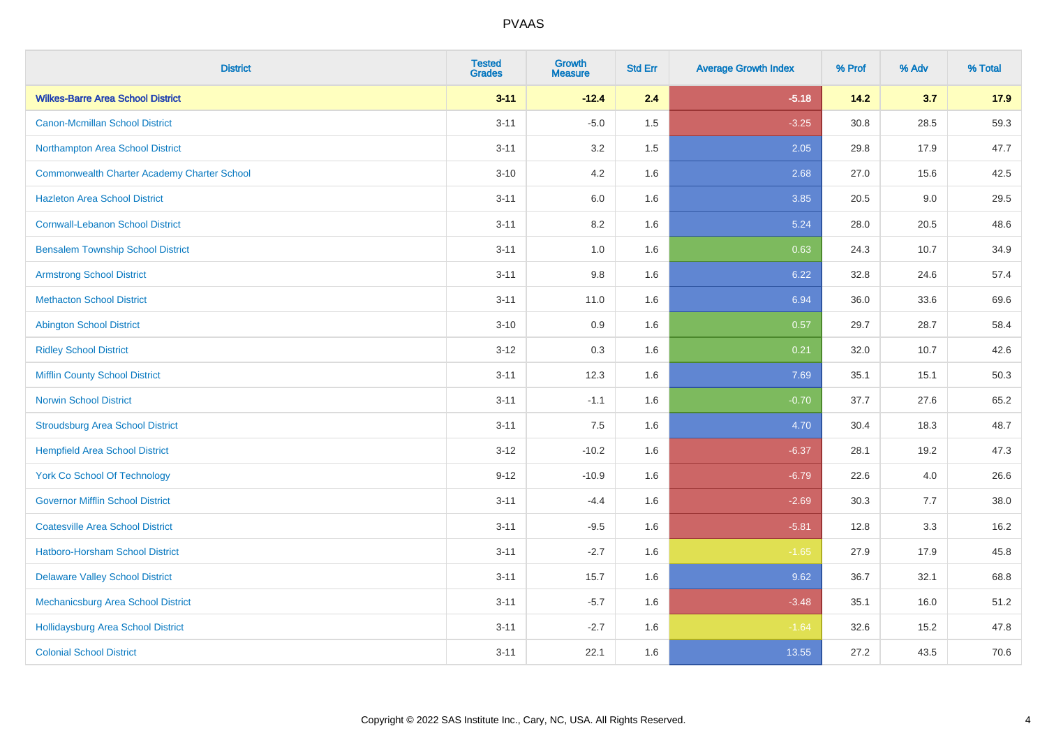| District | Tested Grades | Growth Measure | Std Err | Average Growth Index | % Prof | % Adv | % Total |
|---|---|---|---|---|---|---|---|
| **Wilkes-Barre Area School District** | **3-11** | **-12.4** | **2.4** | **-5.18** | **14.2** | **3.7** | **17.9** |
| Canon-Mcmillan School District | 3-11 | -5.0 | 1.5 | -3.25 | 30.8 | 28.5 | 59.3 |
| Northampton Area School District | 3-11 | 3.2 | 1.5 | 2.05 | 29.8 | 17.9 | 47.7 |
| Commonwealth Charter Academy Charter School | 3-10 | 4.2 | 1.6 | 2.68 | 27.0 | 15.6 | 42.5 |
| Hazleton Area School District | 3-11 | 6.0 | 1.6 | 3.85 | 20.5 | 9.0 | 29.5 |
| Cornwall-Lebanon School District | 3-11 | 8.2 | 1.6 | 5.24 | 28.0 | 20.5 | 48.6 |
| Bensalem Township School District | 3-11 | 1.0 | 1.6 | 0.63 | 24.3 | 10.7 | 34.9 |
| Armstrong School District | 3-11 | 9.8 | 1.6 | 6.22 | 32.8 | 24.6 | 57.4 |
| Methacton School District | 3-11 | 11.0 | 1.6 | 6.94 | 36.0 | 33.6 | 69.6 |
| Abington School District | 3-10 | 0.9 | 1.6 | 0.57 | 29.7 | 28.7 | 58.4 |
| Ridley School District | 3-12 | 0.3 | 1.6 | 0.21 | 32.0 | 10.7 | 42.6 |
| Mifflin County School District | 3-11 | 12.3 | 1.6 | 7.69 | 35.1 | 15.1 | 50.3 |
| Norwin School District | 3-11 | -1.1 | 1.6 | -0.70 | 37.7 | 27.6 | 65.2 |
| Stroudsburg Area School District | 3-11 | 7.5 | 1.6 | 4.70 | 30.4 | 18.3 | 48.7 |
| Hempfield Area School District | 3-12 | -10.2 | 1.6 | -6.37 | 28.1 | 19.2 | 47.3 |
| York Co School Of Technology | 9-12 | -10.9 | 1.6 | -6.79 | 22.6 | 4.0 | 26.6 |
| Governor Mifflin School District | 3-11 | -4.4 | 1.6 | -2.69 | 30.3 | 7.7 | 38.0 |
| Coatesville Area School District | 3-11 | -9.5 | 1.6 | -5.81 | 12.8 | 3.3 | 16.2 |
| Hatboro-Horsham School District | 3-11 | -2.7 | 1.6 | -1.65 | 27.9 | 17.9 | 45.8 |
| Delaware Valley School District | 3-11 | 15.7 | 1.6 | 9.62 | 36.7 | 32.1 | 68.8 |
| Mechanicsburg Area School District | 3-11 | -5.7 | 1.6 | -3.48 | 35.1 | 16.0 | 51.2 |
| Hollidaysburg Area School District | 3-11 | -2.7 | 1.6 | -1.64 | 32.6 | 15.2 | 47.8 |
| Colonial School District | 3-11 | 22.1 | 1.6 | 13.55 | 27.2 | 43.5 | 70.6 |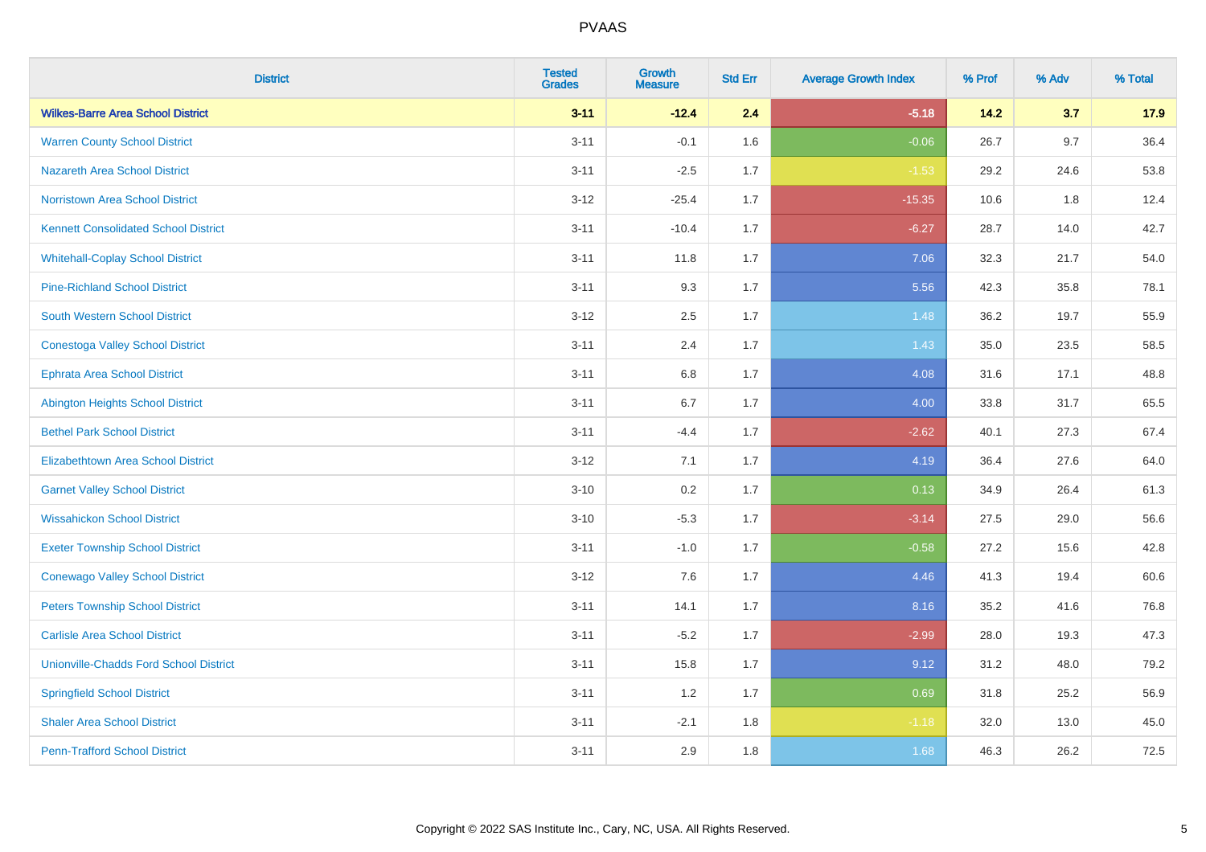PVAAS

| District | Tested Grades | Growth Measure | Std Err | Average Growth Index | % Prof | % Adv | % Total |
|---|---|---|---|---|---|---|---|
| **Wilkes-Barre Area School District** | **3-11** | **-12.4** | **2.4** | **-5.18** | **14.2** | **3.7** | **17.9** |
| Warren County School District | 3-11 | -0.1 | 1.6 | -0.06 | 26.7 | 9.7 | 36.4 |
| Nazareth Area School District | 3-11 | -2.5 | 1.7 | -1.53 | 29.2 | 24.6 | 53.8 |
| Norristown Area School District | 3-12 | -25.4 | 1.7 | -15.35 | 10.6 | 1.8 | 12.4 |
| Kennett Consolidated School District | 3-11 | -10.4 | 1.7 | -6.27 | 28.7 | 14.0 | 42.7 |
| Whitehall-Coplay School District | 3-11 | 11.8 | 1.7 | 7.06 | 32.3 | 21.7 | 54.0 |
| Pine-Richland School District | 3-11 | 9.3 | 1.7 | 5.56 | 42.3 | 35.8 | 78.1 |
| South Western School District | 3-12 | 2.5 | 1.7 | 1.48 | 36.2 | 19.7 | 55.9 |
| Conestoga Valley School District | 3-11 | 2.4 | 1.7 | 1.43 | 35.0 | 23.5 | 58.5 |
| Ephrata Area School District | 3-11 | 6.8 | 1.7 | 4.08 | 31.6 | 17.1 | 48.8 |
| Abington Heights School District | 3-11 | 6.7 | 1.7 | 4.00 | 33.8 | 31.7 | 65.5 |
| Bethel Park School District | 3-11 | -4.4 | 1.7 | -2.62 | 40.1 | 27.3 | 67.4 |
| Elizabethtown Area School District | 3-12 | 7.1 | 1.7 | 4.19 | 36.4 | 27.6 | 64.0 |
| Garnet Valley School District | 3-10 | 0.2 | 1.7 | 0.13 | 34.9 | 26.4 | 61.3 |
| Wissahickon School District | 3-10 | -5.3 | 1.7 | -3.14 | 27.5 | 29.0 | 56.6 |
| Exeter Township School District | 3-11 | -1.0 | 1.7 | -0.58 | 27.2 | 15.6 | 42.8 |
| Conewago Valley School District | 3-12 | 7.6 | 1.7 | 4.46 | 41.3 | 19.4 | 60.6 |
| Peters Township School District | 3-11 | 14.1 | 1.7 | 8.16 | 35.2 | 41.6 | 76.8 |
| Carlisle Area School District | 3-11 | -5.2 | 1.7 | -2.99 | 28.0 | 19.3 | 47.3 |
| Unionville-Chadds Ford School District | 3-11 | 15.8 | 1.7 | 9.12 | 31.2 | 48.0 | 79.2 |
| Springfield School District | 3-11 | 1.2 | 1.7 | 0.69 | 31.8 | 25.2 | 56.9 |
| Shaler Area School District | 3-11 | -2.1 | 1.8 | -1.18 | 32.0 | 13.0 | 45.0 |
| Penn-Trafford School District | 3-11 | 2.9 | 1.8 | 1.68 | 46.3 | 26.2 | 72.5 |

Copyright © 2022 SAS Institute Inc., Cary, NC, USA. All Rights Reserved.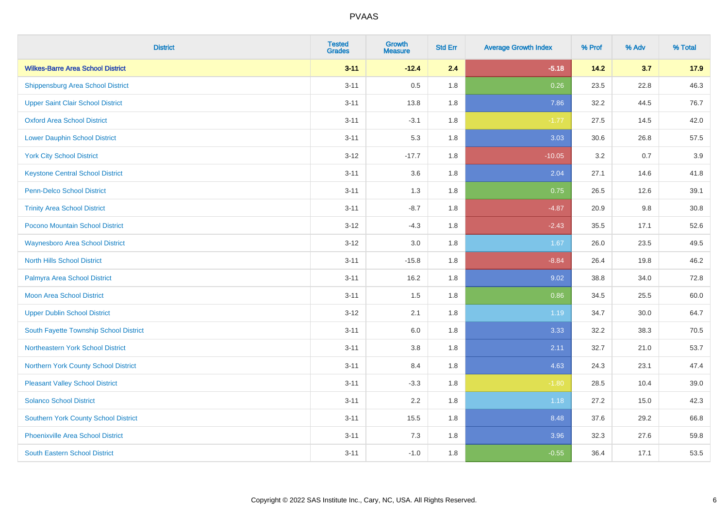| District | Tested Grades | Growth Measure | Std Err | Average Growth Index | % Prof | % Adv | % Total |
|---|---|---|---|---|---|---|---|
| **Wilkes-Barre Area School District** | **3-11** | **-12.4** | **2.4** | **-5.18** | **14.2** | **3.7** | **17.9** |
| Shippensburg Area School District | 3-11 | 0.5 | 1.8 | 0.26 | 23.5 | 22.8 | 46.3 |
| Upper Saint Clair School District | 3-11 | 13.8 | 1.8 | 7.86 | 32.2 | 44.5 | 76.7 |
| Oxford Area School District | 3-11 | -3.1 | 1.8 | -1.77 | 27.5 | 14.5 | 42.0 |
| Lower Dauphin School District | 3-11 | 5.3 | 1.8 | 3.03 | 30.6 | 26.8 | 57.5 |
| York City School District | 3-12 | -17.7 | 1.8 | -10.05 | 3.2 | 0.7 | 3.9 |
| Keystone Central School District | 3-11 | 3.6 | 1.8 | 2.04 | 27.1 | 14.6 | 41.8 |
| Penn-Delco School District | 3-11 | 1.3 | 1.8 | 0.75 | 26.5 | 12.6 | 39.1 |
| Trinity Area School District | 3-11 | -8.7 | 1.8 | -4.87 | 20.9 | 9.8 | 30.8 |
| Pocono Mountain School District | 3-12 | -4.3 | 1.8 | -2.43 | 35.5 | 17.1 | 52.6 |
| Waynesboro Area School District | 3-12 | 3.0 | 1.8 | 1.67 | 26.0 | 23.5 | 49.5 |
| North Hills School District | 3-11 | -15.8 | 1.8 | -8.84 | 26.4 | 19.8 | 46.2 |
| Palmyra Area School District | 3-11 | 16.2 | 1.8 | 9.02 | 38.8 | 34.0 | 72.8 |
| Moon Area School District | 3-11 | 1.5 | 1.8 | 0.86 | 34.5 | 25.5 | 60.0 |
| Upper Dublin School District | 3-12 | 2.1 | 1.8 | 1.19 | 34.7 | 30.0 | 64.7 |
| South Fayette Township School District | 3-11 | 6.0 | 1.8 | 3.33 | 32.2 | 38.3 | 70.5 |
| Northeastern York School District | 3-11 | 3.8 | 1.8 | 2.11 | 32.7 | 21.0 | 53.7 |
| Northern York County School District | 3-11 | 8.4 | 1.8 | 4.63 | 24.3 | 23.1 | 47.4 |
| Pleasant Valley School District | 3-11 | -3.3 | 1.8 | -1.80 | 28.5 | 10.4 | 39.0 |
| Solanco School District | 3-11 | 2.2 | 1.8 | 1.18 | 27.2 | 15.0 | 42.3 |
| Southern York County School District | 3-11 | 15.5 | 1.8 | 8.48 | 37.6 | 29.2 | 66.8 |
| Phoenixville Area School District | 3-11 | 7.3 | 1.8 | 3.96 | 32.3 | 27.6 | 59.8 |
| South Eastern School District | 3-11 | -1.0 | 1.8 | -0.55 | 36.4 | 17.1 | 53.5 |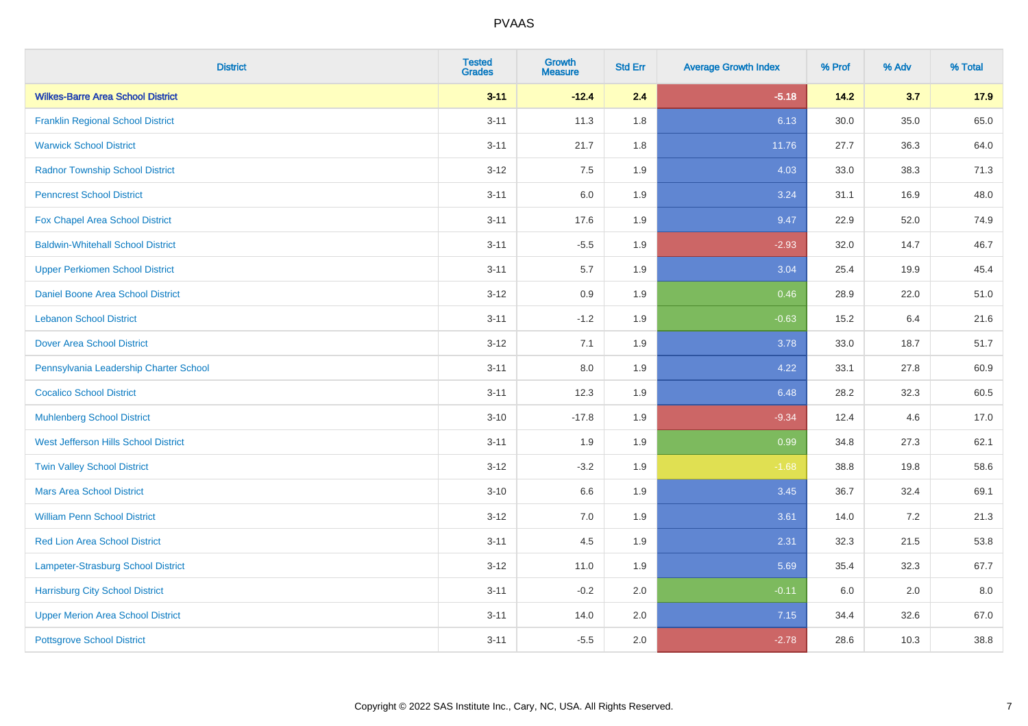# PVAAS

| District | Tested Grades | Growth Measure | Std Err | Average Growth Index | % Prof | % Adv | % Total |
|---|---|---|---|---|---|---|---|
| **Wilkes-Barre Area School District** | **3-11** | **-12.4** | **2.4** | **-5.18** | **14.2** | **3.7** | **17.9** |
| Franklin Regional School District | 3-11 | 11.3 | 1.8 | 6.13 | 30.0 | 35.0 | 65.0 |
| Warwick School District | 3-11 | 21.7 | 1.8 | 11.76 | 27.7 | 36.3 | 64.0 |
| Radnor Township School District | 3-12 | 7.5 | 1.9 | 4.03 | 33.0 | 38.3 | 71.3 |
| Penncrest School District | 3-11 | 6.0 | 1.9 | 3.24 | 31.1 | 16.9 | 48.0 |
| Fox Chapel Area School District | 3-11 | 17.6 | 1.9 | 9.47 | 22.9 | 52.0 | 74.9 |
| Baldwin-Whitehall School District | 3-11 | -5.5 | 1.9 | -2.93 | 32.0 | 14.7 | 46.7 |
| Upper Perkiomen School District | 3-11 | 5.7 | 1.9 | 3.04 | 25.4 | 19.9 | 45.4 |
| Daniel Boone Area School District | 3-12 | 0.9 | 1.9 | 0.46 | 28.9 | 22.0 | 51.0 |
| Lebanon School District | 3-11 | -1.2 | 1.9 | -0.63 | 15.2 | 6.4 | 21.6 |
| Dover Area School District | 3-12 | 7.1 | 1.9 | 3.78 | 33.0 | 18.7 | 51.7 |
| Pennsylvania Leadership Charter School | 3-11 | 8.0 | 1.9 | 4.22 | 33.1 | 27.8 | 60.9 |
| Cocalico School District | 3-11 | 12.3 | 1.9 | 6.48 | 28.2 | 32.3 | 60.5 |
| Muhlenberg School District | 3-10 | -17.8 | 1.9 | -9.34 | 12.4 | 4.6 | 17.0 |
| West Jefferson Hills School District | 3-11 | 1.9 | 1.9 | 0.99 | 34.8 | 27.3 | 62.1 |
| Twin Valley School District | 3-12 | -3.2 | 1.9 | -1.68 | 38.8 | 19.8 | 58.6 |
| Mars Area School District | 3-10 | 6.6 | 1.9 | 3.45 | 36.7 | 32.4 | 69.1 |
| William Penn School District | 3-12 | 7.0 | 1.9 | 3.61 | 14.0 | 7.2 | 21.3 |
| Red Lion Area School District | 3-11 | 4.5 | 1.9 | 2.31 | 32.3 | 21.5 | 53.8 |
| Lampeter-Strasburg School District | 3-12 | 11.0 | 1.9 | 5.69 | 35.4 | 32.3 | 67.7 |
| Harrisburg City School District | 3-11 | -0.2 | 2.0 | -0.11 | 6.0 | 2.0 | 8.0 |
| Upper Merion Area School District | 3-11 | 14.0 | 2.0 | 7.15 | 34.4 | 32.6 | 67.0 |
| Pottsgrove School District | 3-11 | -5.5 | 2.0 | -2.78 | 28.6 | 10.3 | 38.8 |

Copyright © 2022 SAS Institute Inc., Cary, NC, USA. All Rights Reserved.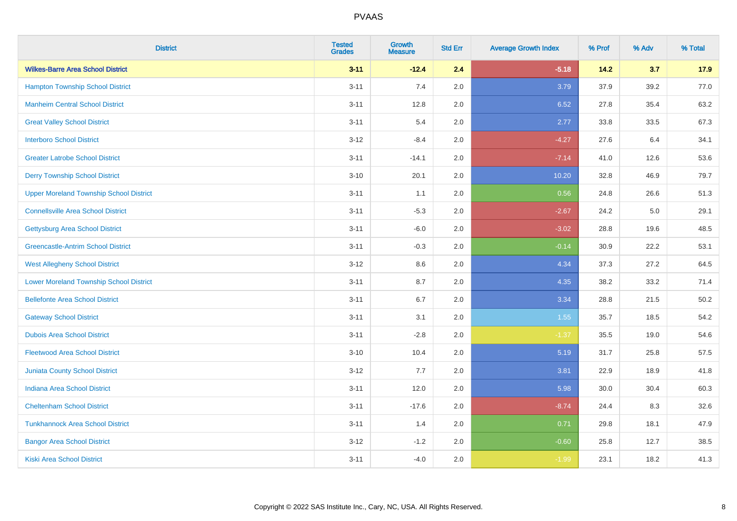| District | Tested Grades | Growth Measure | Std Err | Average Growth Index | % Prof | % Adv | % Total |
|---|---|---|---|---|---|---|---|
| **Wilkes-Barre Area School District** | **3-11** | **-12.4** | **2.4** | **-5.18** | **14.2** | **3.7** | **17.9** |
| Hampton Township School District | 3-11 | 7.4 | 2.0 | 3.79 | 37.9 | 39.2 | 77.0 |
| Manheim Central School District | 3-11 | 12.8 | 2.0 | 6.52 | 27.8 | 35.4 | 63.2 |
| Great Valley School District | 3-11 | 5.4 | 2.0 | 2.77 | 33.8 | 33.5 | 67.3 |
| Interboro School District | 3-12 | -8.4 | 2.0 | -4.27 | 27.6 | 6.4 | 34.1 |
| Greater Latrobe School District | 3-11 | -14.1 | 2.0 | -7.14 | 41.0 | 12.6 | 53.6 |
| Derry Township School District | 3-10 | 20.1 | 2.0 | 10.20 | 32.8 | 46.9 | 79.7 |
| Upper Moreland Township School District | 3-11 | 1.1 | 2.0 | 0.56 | 24.8 | 26.6 | 51.3 |
| Connellsville Area School District | 3-11 | -5.3 | 2.0 | -2.67 | 24.2 | 5.0 | 29.1 |
| Gettysburg Area School District | 3-11 | -6.0 | 2.0 | -3.02 | 28.8 | 19.6 | 48.5 |
| Greencastle-Antrim School District | 3-11 | -0.3 | 2.0 | -0.14 | 30.9 | 22.2 | 53.1 |
| West Allegheny School District | 3-12 | 8.6 | 2.0 | 4.34 | 37.3 | 27.2 | 64.5 |
| Lower Moreland Township School District | 3-11 | 8.7 | 2.0 | 4.35 | 38.2 | 33.2 | 71.4 |
| Bellefonte Area School District | 3-11 | 6.7 | 2.0 | 3.34 | 28.8 | 21.5 | 50.2 |
| Gateway School District | 3-11 | 3.1 | 2.0 | 1.55 | 35.7 | 18.5 | 54.2 |
| Dubois Area School District | 3-11 | -2.8 | 2.0 | -1.37 | 35.5 | 19.0 | 54.6 |
| Fleetwood Area School District | 3-10 | 10.4 | 2.0 | 5.19 | 31.7 | 25.8 | 57.5 |
| Juniata County School District | 3-12 | 7.7 | 2.0 | 3.81 | 22.9 | 18.9 | 41.8 |
| Indiana Area School District | 3-11 | 12.0 | 2.0 | 5.98 | 30.0 | 30.4 | 60.3 |
| Cheltenham School District | 3-11 | -17.6 | 2.0 | -8.74 | 24.4 | 8.3 | 32.6 |
| Tunkhannock Area School District | 3-11 | 1.4 | 2.0 | 0.71 | 29.8 | 18.1 | 47.9 |
| Bangor Area School District | 3-12 | -1.2 | 2.0 | -0.60 | 25.8 | 12.7 | 38.5 |
| Kiski Area School District | 3-11 | -4.0 | 2.0 | -1.99 | 23.1 | 18.2 | 41.3 |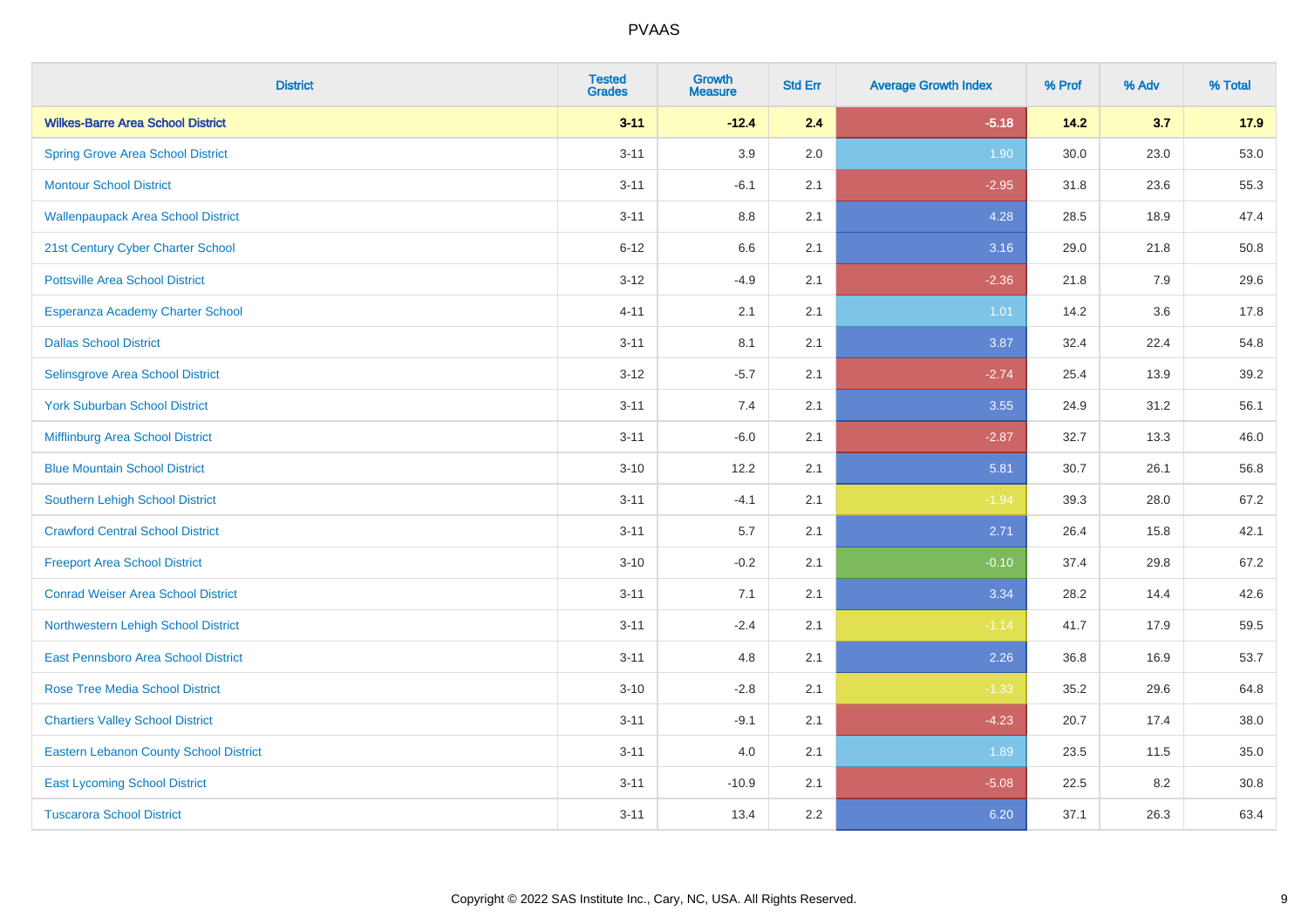# PVAAS

| District | Tested Grades | Growth Measure | Std Err | Average Growth Index | % Prof | % Adv | % Total |
|---|---|---|---|---|---|---|---|
| **Wilkes-Barre Area School District** | **3-11** | **-12.4** | **2.4** | **-5.18** | **14.2** | **3.7** | **17.9** |
| Spring Grove Area School District | 3-11 | 3.9 | 2.0 | 1.90 | 30.0 | 23.0 | 53.0 |
| Montour School District | 3-11 | -6.1 | 2.1 | -2.95 | 31.8 | 23.6 | 55.3 |
| Wallenpaupack Area School District | 3-11 | 8.8 | 2.1 | 4.28 | 28.5 | 18.9 | 47.4 |
| 21st Century Cyber Charter School | 6-12 | 6.6 | 2.1 | 3.16 | 29.0 | 21.8 | 50.8 |
| Pottsville Area School District | 3-12 | -4.9 | 2.1 | -2.36 | 21.8 | 7.9 | 29.6 |
| Esperanza Academy Charter School | 4-11 | 2.1 | 2.1 | 1.01 | 14.2 | 3.6 | 17.8 |
| Dallas School District | 3-11 | 8.1 | 2.1 | 3.87 | 32.4 | 22.4 | 54.8 |
| Selinsgrove Area School District | 3-12 | -5.7 | 2.1 | -2.74 | 25.4 | 13.9 | 39.2 |
| York Suburban School District | 3-11 | 7.4 | 2.1 | 3.55 | 24.9 | 31.2 | 56.1 |
| Mifflinburg Area School District | 3-11 | -6.0 | 2.1 | -2.87 | 32.7 | 13.3 | 46.0 |
| Blue Mountain School District | 3-10 | 12.2 | 2.1 | 5.81 | 30.7 | 26.1 | 56.8 |
| Southern Lehigh School District | 3-11 | -4.1 | 2.1 | -1.94 | 39.3 | 28.0 | 67.2 |
| Crawford Central School District | 3-11 | 5.7 | 2.1 | 2.71 | 26.4 | 15.8 | 42.1 |
| Freeport Area School District | 3-10 | -0.2 | 2.1 | -0.10 | 37.4 | 29.8 | 67.2 |
| Conrad Weiser Area School District | 3-11 | 7.1 | 2.1 | 3.34 | 28.2 | 14.4 | 42.6 |
| Northwestern Lehigh School District | 3-11 | -2.4 | 2.1 | -1.14 | 41.7 | 17.9 | 59.5 |
| East Pennsboro Area School District | 3-11 | 4.8 | 2.1 | 2.26 | 36.8 | 16.9 | 53.7 |
| Rose Tree Media School District | 3-10 | -2.8 | 2.1 | -1.33 | 35.2 | 29.6 | 64.8 |
| Chartiers Valley School District | 3-11 | -9.1 | 2.1 | -4.23 | 20.7 | 17.4 | 38.0 |
| Eastern Lebanon County School District | 3-11 | 4.0 | 2.1 | 1.89 | 23.5 | 11.5 | 35.0 |
| East Lycoming School District | 3-11 | -10.9 | 2.1 | -5.08 | 22.5 | 8.2 | 30.8 |
| Tuscarora School District | 3-11 | 13.4 | 2.2 | 6.20 | 37.1 | 26.3 | 63.4 |

Copyright © 2022 SAS Institute Inc., Cary, NC, USA. All Rights Reserved.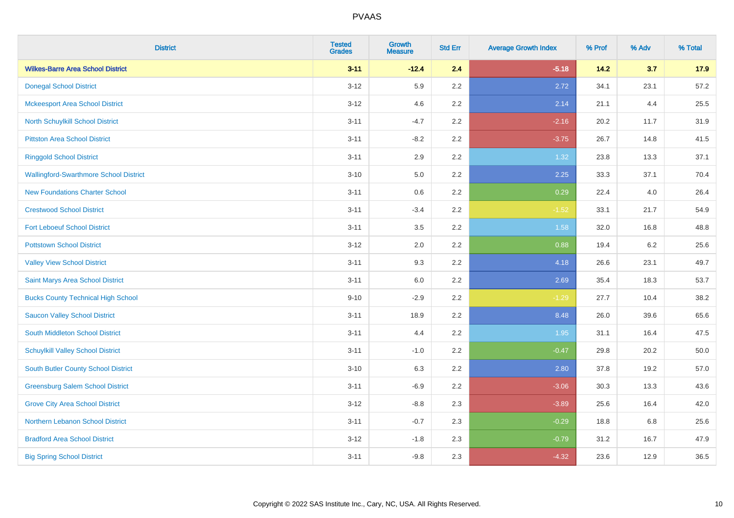| District | Tested Grades | Growth Measure | Std Err | Average Growth Index | % Prof | % Adv | % Total |
|---|---|---|---|---|---|---|---|
| **Wilkes-Barre Area School District** | **3-11** | **-12.4** | **2.4** | **-5.18** | **14.2** | **3.7** | **17.9** |
| Donegal School District | 3-12 | 5.9 | 2.2 | 2.72 | 34.1 | 23.1 | 57.2 |
| Mckeesport Area School District | 3-12 | 4.6 | 2.2 | 2.14 | 21.1 | 4.4 | 25.5 |
| North Schuylkill School District | 3-11 | -4.7 | 2.2 | -2.16 | 20.2 | 11.7 | 31.9 |
| Pittston Area School District | 3-11 | -8.2 | 2.2 | -3.75 | 26.7 | 14.8 | 41.5 |
| Ringgold School District | 3-11 | 2.9 | 2.2 | 1.32 | 23.8 | 13.3 | 37.1 |
| Wallingford-Swarthmore School District | 3-10 | 5.0 | 2.2 | 2.25 | 33.3 | 37.1 | 70.4 |
| New Foundations Charter School | 3-11 | 0.6 | 2.2 | 0.29 | 22.4 | 4.0 | 26.4 |
| Crestwood School District | 3-11 | -3.4 | 2.2 | -1.52 | 33.1 | 21.7 | 54.9 |
| Fort Leboeuf School District | 3-11 | 3.5 | 2.2 | 1.58 | 32.0 | 16.8 | 48.8 |
| Pottstown School District | 3-12 | 2.0 | 2.2 | 0.88 | 19.4 | 6.2 | 25.6 |
| Valley View School District | 3-11 | 9.3 | 2.2 | 4.18 | 26.6 | 23.1 | 49.7 |
| Saint Marys Area School District | 3-11 | 6.0 | 2.2 | 2.69 | 35.4 | 18.3 | 53.7 |
| Bucks County Technical High School | 9-10 | -2.9 | 2.2 | -1.29 | 27.7 | 10.4 | 38.2 |
| Saucon Valley School District | 3-11 | 18.9 | 2.2 | 8.48 | 26.0 | 39.6 | 65.6 |
| South Middleton School District | 3-11 | 4.4 | 2.2 | 1.95 | 31.1 | 16.4 | 47.5 |
| Schuylkill Valley School District | 3-11 | -1.0 | 2.2 | -0.47 | 29.8 | 20.2 | 50.0 |
| South Butler County School District | 3-10 | 6.3 | 2.2 | 2.80 | 37.8 | 19.2 | 57.0 |
| Greensburg Salem School District | 3-11 | -6.9 | 2.2 | -3.06 | 30.3 | 13.3 | 43.6 |
| Grove City Area School District | 3-12 | -8.8 | 2.3 | -3.89 | 25.6 | 16.4 | 42.0 |
| Northern Lebanon School District | 3-11 | -0.7 | 2.3 | -0.29 | 18.8 | 6.8 | 25.6 |
| Bradford Area School District | 3-12 | -1.8 | 2.3 | -0.79 | 31.2 | 16.7 | 47.9 |
| Big Spring School District | 3-11 | -9.8 | 2.3 | -4.32 | 23.6 | 12.9 | 36.5 |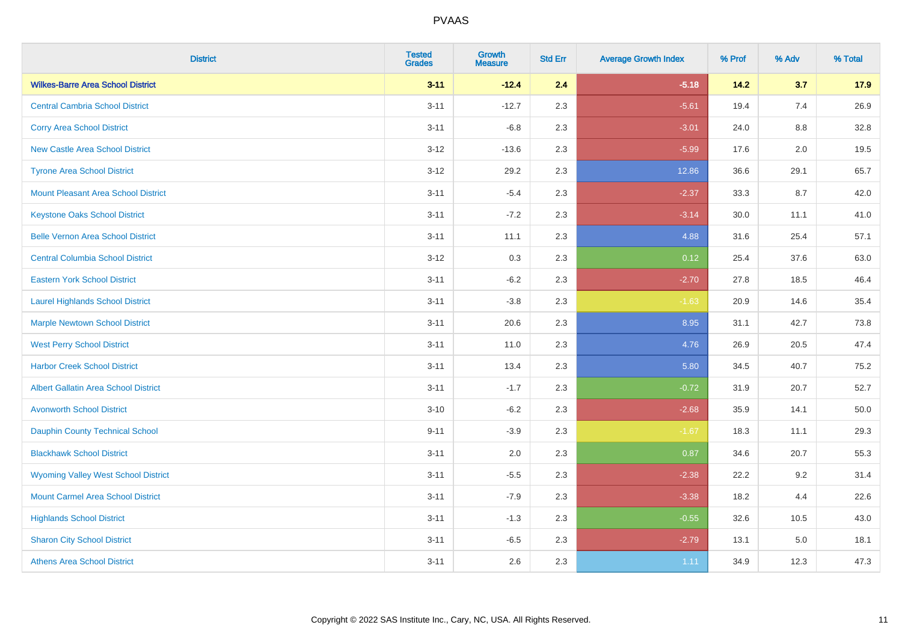| District | Tested Grades | Growth Measure | Std Err | Average Growth Index | % Prof | % Adv | % Total |
|---|---|---|---|---|---|---|---|
| **Wilkes-Barre Area School District** | **3-11** | **-12.4** | **2.4** | **-5.18** | **14.2** | **3.7** | **17.9** |
| Central Cambria School District | 3-11 | -12.7 | 2.3 | -5.61 | 19.4 | 7.4 | 26.9 |
| Corry Area School District | 3-11 | -6.8 | 2.3 | -3.01 | 24.0 | 8.8 | 32.8 |
| New Castle Area School District | 3-12 | -13.6 | 2.3 | -5.99 | 17.6 | 2.0 | 19.5 |
| Tyrone Area School District | 3-12 | 29.2 | 2.3 | 12.86 | 36.6 | 29.1 | 65.7 |
| Mount Pleasant Area School District | 3-11 | -5.4 | 2.3 | -2.37 | 33.3 | 8.7 | 42.0 |
| Keystone Oaks School District | 3-11 | -7.2 | 2.3 | -3.14 | 30.0 | 11.1 | 41.0 |
| Belle Vernon Area School District | 3-11 | 11.1 | 2.3 | 4.88 | 31.6 | 25.4 | 57.1 |
| Central Columbia School District | 3-12 | 0.3 | 2.3 | 0.12 | 25.4 | 37.6 | 63.0 |
| Eastern York School District | 3-11 | -6.2 | 2.3 | -2.70 | 27.8 | 18.5 | 46.4 |
| Laurel Highlands School District | 3-11 | -3.8 | 2.3 | -1.63 | 20.9 | 14.6 | 35.4 |
| Marple Newtown School District | 3-11 | 20.6 | 2.3 | 8.95 | 31.1 | 42.7 | 73.8 |
| West Perry School District | 3-11 | 11.0 | 2.3 | 4.76 | 26.9 | 20.5 | 47.4 |
| Harbor Creek School District | 3-11 | 13.4 | 2.3 | 5.80 | 34.5 | 40.7 | 75.2 |
| Albert Gallatin Area School District | 3-11 | -1.7 | 2.3 | -0.72 | 31.9 | 20.7 | 52.7 |
| Avonworth School District | 3-10 | -6.2 | 2.3 | -2.68 | 35.9 | 14.1 | 50.0 |
| Dauphin County Technical School | 9-11 | -3.9 | 2.3 | -1.67 | 18.3 | 11.1 | 29.3 |
| Blackhawk School District | 3-11 | 2.0 | 2.3 | 0.87 | 34.6 | 20.7 | 55.3 |
| Wyoming Valley West School District | 3-11 | -5.5 | 2.3 | -2.38 | 22.2 | 9.2 | 31.4 |
| Mount Carmel Area School District | 3-11 | -7.9 | 2.3 | -3.38 | 18.2 | 4.4 | 22.6 |
| Highlands School District | 3-11 | -1.3 | 2.3 | -0.55 | 32.6 | 10.5 | 43.0 |
| Sharon City School District | 3-11 | -6.5 | 2.3 | -2.79 | 13.1 | 5.0 | 18.1 |
| Athens Area School District | 3-11 | 2.6 | 2.3 | 1.11 | 34.9 | 12.3 | 47.3 |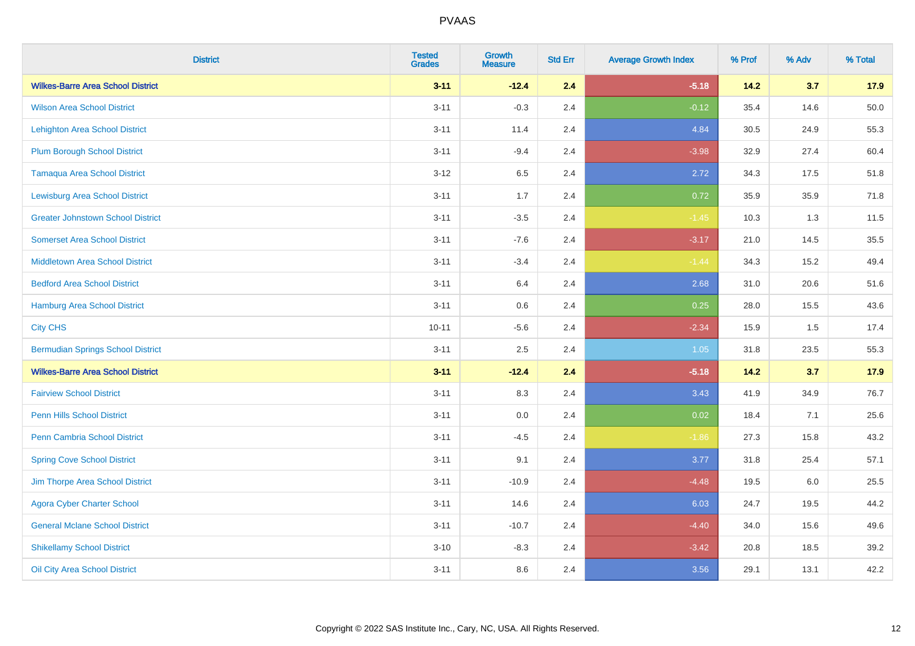| District | Tested Grades | Growth Measure | Std Err | Average Growth Index | % Prof | % Adv | % Total |
|---|---|---|---|---|---|---|---|
| **Wilkes-Barre Area School District** | **3-11** | **-12.4** | **2.4** | **-5.18** | **14.2** | **3.7** | **17.9** |
| Wilson Area School District | 3-11 | -0.3 | 2.4 | -0.12 | 35.4 | 14.6 | 50.0 |
| Lehighton Area School District | 3-11 | 11.4 | 2.4 | 4.84 | 30.5 | 24.9 | 55.3 |
| Plum Borough School District | 3-11 | -9.4 | 2.4 | -3.98 | 32.9 | 27.4 | 60.4 |
| Tamaqua Area School District | 3-12 | 6.5 | 2.4 | 2.72 | 34.3 | 17.5 | 51.8 |
| Lewisburg Area School District | 3-11 | 1.7 | 2.4 | 0.72 | 35.9 | 35.9 | 71.8 |
| Greater Johnstown School District | 3-11 | -3.5 | 2.4 | -1.45 | 10.3 | 1.3 | 11.5 |
| Somerset Area School District | 3-11 | -7.6 | 2.4 | -3.17 | 21.0 | 14.5 | 35.5 |
| Middletown Area School District | 3-11 | -3.4 | 2.4 | -1.44 | 34.3 | 15.2 | 49.4 |
| Bedford Area School District | 3-11 | 6.4 | 2.4 | 2.68 | 31.0 | 20.6 | 51.6 |
| Hamburg Area School District | 3-11 | 0.6 | 2.4 | 0.25 | 28.0 | 15.5 | 43.6 |
| City CHS | 10-11 | -5.6 | 2.4 | -2.34 | 15.9 | 1.5 | 17.4 |
| Bermudian Springs School District | 3-11 | 2.5 | 2.4 | 1.05 | 31.8 | 23.5 | 55.3 |
| **Wilkes-Barre Area School District** | **3-11** | **-12.4** | **2.4** | **-5.18** | **14.2** | **3.7** | **17.9** |
| Fairview School District | 3-11 | 8.3 | 2.4 | 3.43 | 41.9 | 34.9 | 76.7 |
| Penn Hills School District | 3-11 | 0.0 | 2.4 | 0.02 | 18.4 | 7.1 | 25.6 |
| Penn Cambria School District | 3-11 | -4.5 | 2.4 | -1.86 | 27.3 | 15.8 | 43.2 |
| Spring Cove School District | 3-11 | 9.1 | 2.4 | 3.77 | 31.8 | 25.4 | 57.1 |
| Jim Thorpe Area School District | 3-11 | -10.9 | 2.4 | -4.48 | 19.5 | 6.0 | 25.5 |
| Agora Cyber Charter School | 3-11 | 14.6 | 2.4 | 6.03 | 24.7 | 19.5 | 44.2 |
| General Mclane School District | 3-11 | -10.7 | 2.4 | -4.40 | 34.0 | 15.6 | 49.6 |
| Shikellamy School District | 3-10 | -8.3 | 2.4 | -3.42 | 20.8 | 18.5 | 39.2 |
| Oil City Area School District | 3-11 | 8.6 | 2.4 | 3.56 | 29.1 | 13.1 | 42.2 |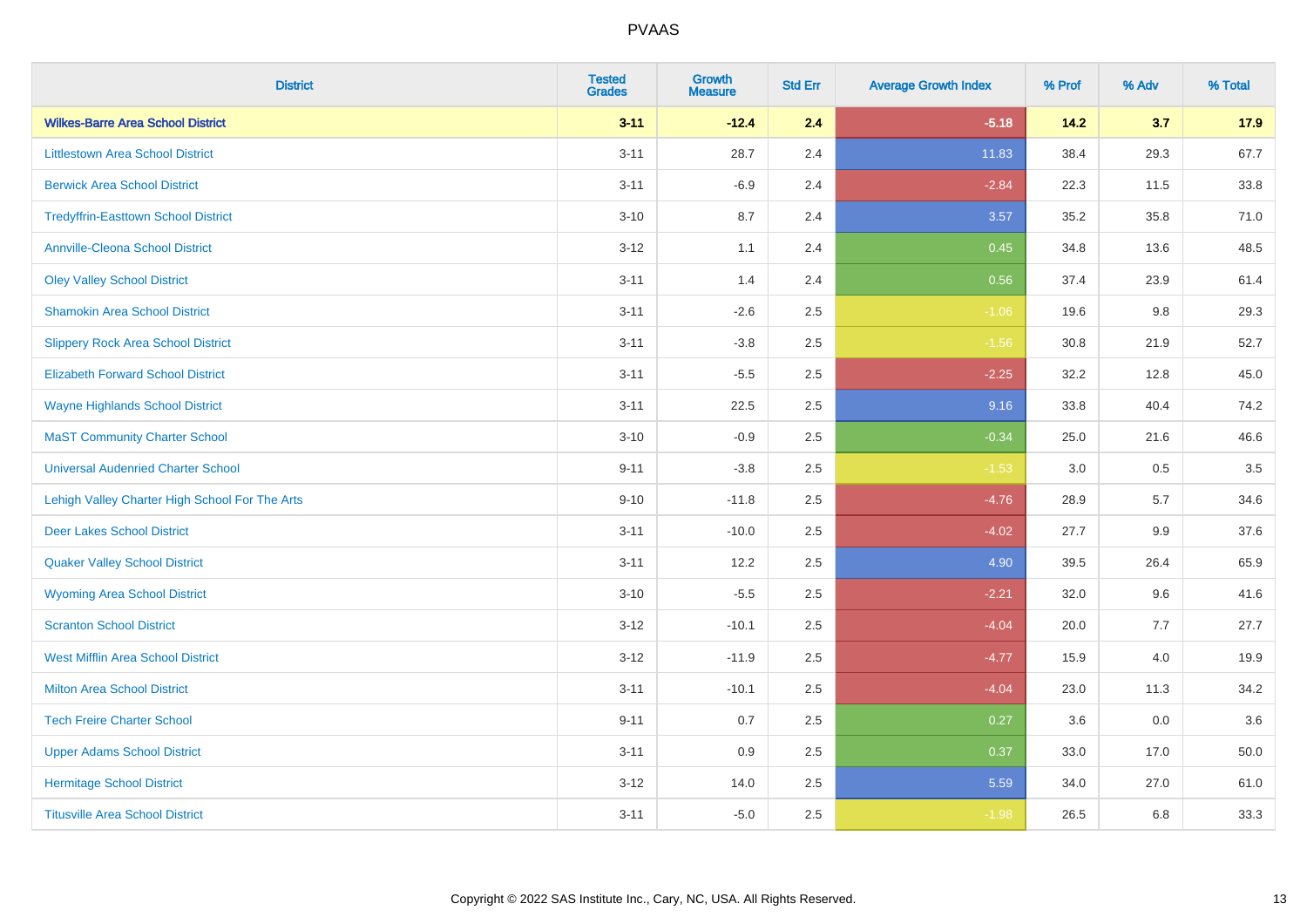| District | Tested Grades | Growth Measure | Std Err | Average Growth Index | % Prof | % Adv | % Total |
|---|---|---|---|---|---|---|---|
| **Wilkes-Barre Area School District** | **3-11** | **-12.4** | **2.4** | **-5.18** | **14.2** | **3.7** | **17.9** |
| Littlestown Area School District | 3-11 | 28.7 | 2.4 | 11.83 | 38.4 | 29.3 | 67.7 |
| Berwick Area School District | 3-11 | -6.9 | 2.4 | -2.84 | 22.3 | 11.5 | 33.8 |
| Tredyffrin-Easttown School District | 3-10 | 8.7 | 2.4 | 3.57 | 35.2 | 35.8 | 71.0 |
| Annville-Cleona School District | 3-12 | 1.1 | 2.4 | 0.45 | 34.8 | 13.6 | 48.5 |
| Oley Valley School District | 3-11 | 1.4 | 2.4 | 0.56 | 37.4 | 23.9 | 61.4 |
| Shamokin Area School District | 3-11 | -2.6 | 2.5 | -1.06 | 19.6 | 9.8 | 29.3 |
| Slippery Rock Area School District | 3-11 | -3.8 | 2.5 | -1.56 | 30.8 | 21.9 | 52.7 |
| Elizabeth Forward School District | 3-11 | -5.5 | 2.5 | -2.25 | 32.2 | 12.8 | 45.0 |
| Wayne Highlands School District | 3-11 | 22.5 | 2.5 | 9.16 | 33.8 | 40.4 | 74.2 |
| MaST Community Charter School | 3-10 | -0.9 | 2.5 | -0.34 | 25.0 | 21.6 | 46.6 |
| Universal Audenried Charter School | 9-11 | -3.8 | 2.5 | -1.53 | 3.0 | 0.5 | 3.5 |
| Lehigh Valley Charter High School For The Arts | 9-10 | -11.8 | 2.5 | -4.76 | 28.9 | 5.7 | 34.6 |
| Deer Lakes School District | 3-11 | -10.0 | 2.5 | -4.02 | 27.7 | 9.9 | 37.6 |
| Quaker Valley School District | 3-11 | 12.2 | 2.5 | 4.90 | 39.5 | 26.4 | 65.9 |
| Wyoming Area School District | 3-10 | -5.5 | 2.5 | -2.21 | 32.0 | 9.6 | 41.6 |
| Scranton School District | 3-12 | -10.1 | 2.5 | -4.04 | 20.0 | 7.7 | 27.7 |
| West Mifflin Area School District | 3-12 | -11.9 | 2.5 | -4.77 | 15.9 | 4.0 | 19.9 |
| Milton Area School District | 3-11 | -10.1 | 2.5 | -4.04 | 23.0 | 11.3 | 34.2 |
| Tech Freire Charter School | 9-11 | 0.7 | 2.5 | 0.27 | 3.6 | 0.0 | 3.6 |
| Upper Adams School District | 3-11 | 0.9 | 2.5 | 0.37 | 33.0 | 17.0 | 50.0 |
| Hermitage School District | 3-12 | 14.0 | 2.5 | 5.59 | 34.0 | 27.0 | 61.0 |
| Titusville Area School District | 3-11 | -5.0 | 2.5 | -1.98 | 26.5 | 6.8 | 33.3 |

Copyright © 2022 SAS Institute Inc., Cary, NC, USA. All Rights Reserved.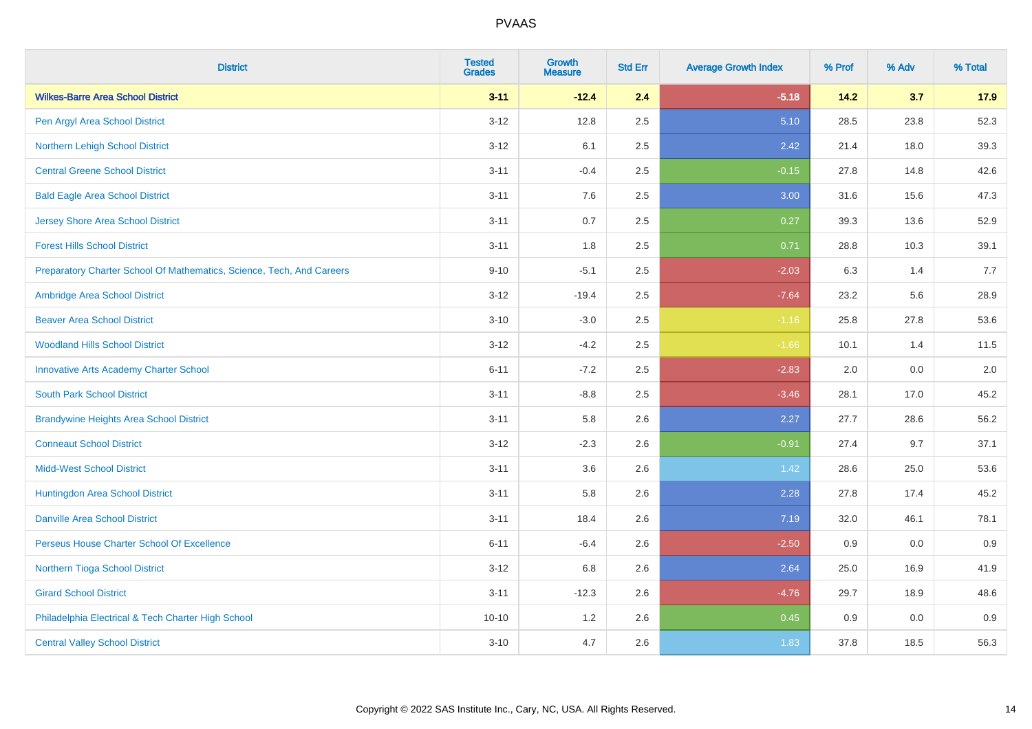PVAAS

| District | Tested Grades | Growth Measure | Std Err | Average Growth Index | % Prof | % Adv | % Total |
|---|---|---|---|---|---|---|---|
| **Wilkes-Barre Area School District** | **3-11** | **-12.4** | **2.4** | **-5.18** | **14.2** | **3.7** | **17.9** |
| Pen Argyl Area School District | 3-12 | 12.8 | 2.5 | 5.10 | 28.5 | 23.8 | 52.3 |
| Northern Lehigh School District | 3-12 | 6.1 | 2.5 | 2.42 | 21.4 | 18.0 | 39.3 |
| Central Greene School District | 3-11 | -0.4 | 2.5 | -0.15 | 27.8 | 14.8 | 42.6 |
| Bald Eagle Area School District | 3-11 | 7.6 | 2.5 | 3.00 | 31.6 | 15.6 | 47.3 |
| Jersey Shore Area School District | 3-11 | 0.7 | 2.5 | 0.27 | 39.3 | 13.6 | 52.9 |
| Forest Hills School District | 3-11 | 1.8 | 2.5 | 0.71 | 28.8 | 10.3 | 39.1 |
| Preparatory Charter School Of Mathematics, Science, Tech, And Careers | 9-10 | -5.1 | 2.5 | -2.03 | 6.3 | 1.4 | 7.7 |
| Ambridge Area School District | 3-12 | -19.4 | 2.5 | -7.64 | 23.2 | 5.6 | 28.9 |
| Beaver Area School District | 3-10 | -3.0 | 2.5 | -1.16 | 25.8 | 27.8 | 53.6 |
| Woodland Hills School District | 3-12 | -4.2 | 2.5 | -1.66 | 10.1 | 1.4 | 11.5 |
| Innovative Arts Academy Charter School | 6-11 | -7.2 | 2.5 | -2.83 | 2.0 | 0.0 | 2.0 |
| South Park School District | 3-11 | -8.8 | 2.5 | -3.46 | 28.1 | 17.0 | 45.2 |
| Brandywine Heights Area School District | 3-11 | 5.8 | 2.6 | 2.27 | 27.7 | 28.6 | 56.2 |
| Conneaut School District | 3-12 | -2.3 | 2.6 | -0.91 | 27.4 | 9.7 | 37.1 |
| Midd-West School District | 3-11 | 3.6 | 2.6 | 1.42 | 28.6 | 25.0 | 53.6 |
| Huntingdon Area School District | 3-11 | 5.8 | 2.6 | 2.28 | 27.8 | 17.4 | 45.2 |
| Danville Area School District | 3-11 | 18.4 | 2.6 | 7.19 | 32.0 | 46.1 | 78.1 |
| Perseus House Charter School Of Excellence | 6-11 | -6.4 | 2.6 | -2.50 | 0.9 | 0.0 | 0.9 |
| Northern Tioga School District | 3-12 | 6.8 | 2.6 | 2.64 | 25.0 | 16.9 | 41.9 |
| Girard School District | 3-11 | -12.3 | 2.6 | -4.76 | 29.7 | 18.9 | 48.6 |
| Philadelphia Electrical & Tech Charter High School | 10-10 | 1.2 | 2.6 | 0.45 | 0.9 | 0.0 | 0.9 |
| Central Valley School District | 3-10 | 4.7 | 2.6 | 1.83 | 37.8 | 18.5 | 56.3 |

Copyright © 2022 SAS Institute Inc., Cary, NC, USA. All Rights Reserved.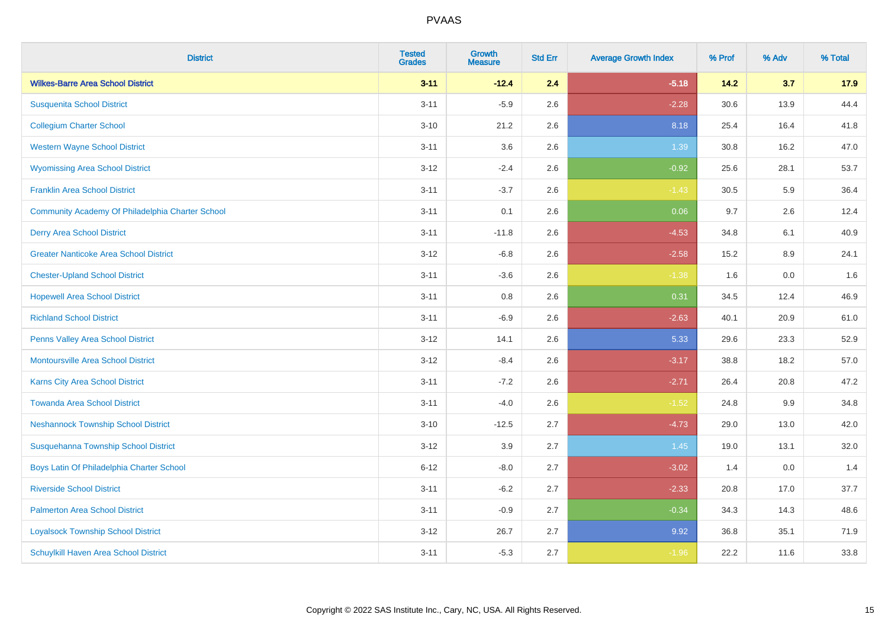| District | Tested Grades | Growth Measure | Std Err | Average Growth Index | % Prof | % Adv | % Total |
|---|---|---|---|---|---|---|---|
| **Wilkes-Barre Area School District** | **3-11** | **-12.4** | **2.4** | **-5.18** | **14.2** | **3.7** | **17.9** |
| Susquenita School District | 3-11 | -5.9 | 2.6 | -2.28 | 30.6 | 13.9 | 44.4 |
| Collegium Charter School | 3-10 | 21.2 | 2.6 | 8.18 | 25.4 | 16.4 | 41.8 |
| Western Wayne School District | 3-11 | 3.6 | 2.6 | 1.39 | 30.8 | 16.2 | 47.0 |
| Wyomissing Area School District | 3-12 | -2.4 | 2.6 | -0.92 | 25.6 | 28.1 | 53.7 |
| Franklin Area School District | 3-11 | -3.7 | 2.6 | -1.43 | 30.5 | 5.9 | 36.4 |
| Community Academy Of Philadelphia Charter School | 3-11 | 0.1 | 2.6 | 0.06 | 9.7 | 2.6 | 12.4 |
| Derry Area School District | 3-11 | -11.8 | 2.6 | -4.53 | 34.8 | 6.1 | 40.9 |
| Greater Nanticoke Area School District | 3-12 | -6.8 | 2.6 | -2.58 | 15.2 | 8.9 | 24.1 |
| Chester-Upland School District | 3-11 | -3.6 | 2.6 | -1.38 | 1.6 | 0.0 | 1.6 |
| Hopewell Area School District | 3-11 | 0.8 | 2.6 | 0.31 | 34.5 | 12.4 | 46.9 |
| Richland School District | 3-11 | -6.9 | 2.6 | -2.63 | 40.1 | 20.9 | 61.0 |
| Penns Valley Area School District | 3-12 | 14.1 | 2.6 | 5.33 | 29.6 | 23.3 | 52.9 |
| Montoursville Area School District | 3-12 | -8.4 | 2.6 | -3.17 | 38.8 | 18.2 | 57.0 |
| Karns City Area School District | 3-11 | -7.2 | 2.6 | -2.71 | 26.4 | 20.8 | 47.2 |
| Towanda Area School District | 3-11 | -4.0 | 2.6 | -1.52 | 24.8 | 9.9 | 34.8 |
| Neshannock Township School District | 3-10 | -12.5 | 2.7 | -4.73 | 29.0 | 13.0 | 42.0 |
| Susquehanna Township School District | 3-12 | 3.9 | 2.7 | 1.45 | 19.0 | 13.1 | 32.0 |
| Boys Latin Of Philadelphia Charter School | 6-12 | -8.0 | 2.7 | -3.02 | 1.4 | 0.0 | 1.4 |
| Riverside School District | 3-11 | -6.2 | 2.7 | -2.33 | 20.8 | 17.0 | 37.7 |
| Palmerton Area School District | 3-11 | -0.9 | 2.7 | -0.34 | 34.3 | 14.3 | 48.6 |
| Loyalsock Township School District | 3-12 | 26.7 | 2.7 | 9.92 | 36.8 | 35.1 | 71.9 |
| Schuylkill Haven Area School District | 3-11 | -5.3 | 2.7 | -1.96 | 22.2 | 11.6 | 33.8 |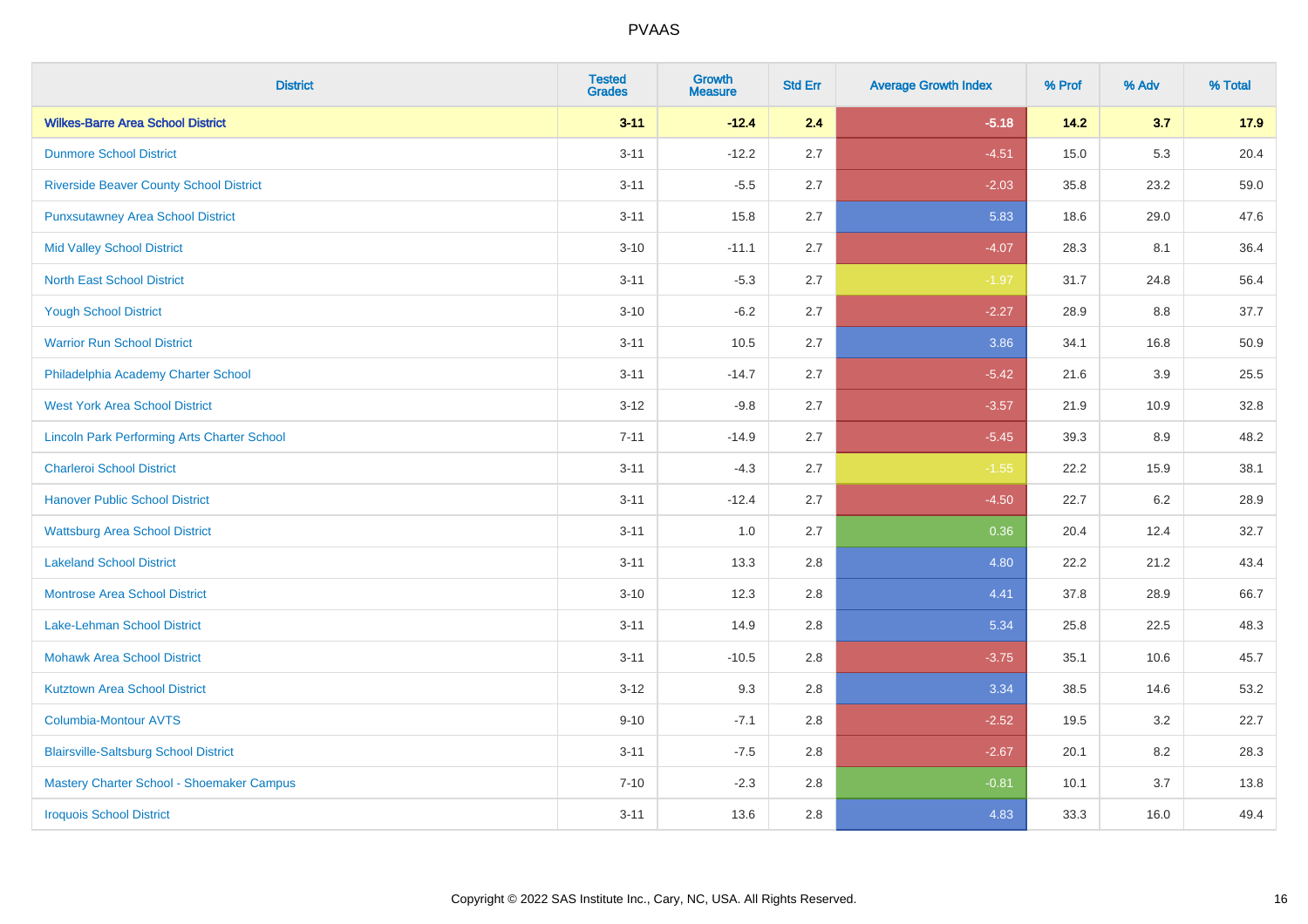| District | Tested Grades | Growth Measure | Std Err | Average Growth Index | % Prof | % Adv | % Total |
|---|---|---|---|---|---|---|---|
| **Wilkes-Barre Area School District** | **3-11** | **-12.4** | **2.4** | **-5.18** | **14.2** | **3.7** | **17.9** |
| Dunmore School District | 3-11 | -12.2 | 2.7 | -4.51 | 15.0 | 5.3 | 20.4 |
| Riverside Beaver County School District | 3-11 | -5.5 | 2.7 | -2.03 | 35.8 | 23.2 | 59.0 |
| Punxsutawney Area School District | 3-11 | 15.8 | 2.7 | 5.83 | 18.6 | 29.0 | 47.6 |
| Mid Valley School District | 3-10 | -11.1 | 2.7 | -4.07 | 28.3 | 8.1 | 36.4 |
| North East School District | 3-11 | -5.3 | 2.7 | -1.97 | 31.7 | 24.8 | 56.4 |
| Yough School District | 3-10 | -6.2 | 2.7 | -2.27 | 28.9 | 8.8 | 37.7 |
| Warrior Run School District | 3-11 | 10.5 | 2.7 | 3.86 | 34.1 | 16.8 | 50.9 |
| Philadelphia Academy Charter School | 3-11 | -14.7 | 2.7 | -5.42 | 21.6 | 3.9 | 25.5 |
| West York Area School District | 3-12 | -9.8 | 2.7 | -3.57 | 21.9 | 10.9 | 32.8 |
| Lincoln Park Performing Arts Charter School | 7-11 | -14.9 | 2.7 | -5.45 | 39.3 | 8.9 | 48.2 |
| Charleroi School District | 3-11 | -4.3 | 2.7 | -1.55 | 22.2 | 15.9 | 38.1 |
| Hanover Public School District | 3-11 | -12.4 | 2.7 | -4.50 | 22.7 | 6.2 | 28.9 |
| Wattsburg Area School District | 3-11 | 1.0 | 2.7 | 0.36 | 20.4 | 12.4 | 32.7 |
| Lakeland School District | 3-11 | 13.3 | 2.8 | 4.80 | 22.2 | 21.2 | 43.4 |
| Montrose Area School District | 3-10 | 12.3 | 2.8 | 4.41 | 37.8 | 28.9 | 66.7 |
| Lake-Lehman School District | 3-11 | 14.9 | 2.8 | 5.34 | 25.8 | 22.5 | 48.3 |
| Mohawk Area School District | 3-11 | -10.5 | 2.8 | -3.75 | 35.1 | 10.6 | 45.7 |
| Kutztown Area School District | 3-12 | 9.3 | 2.8 | 3.34 | 38.5 | 14.6 | 53.2 |
| Columbia-Montour AVTS | 9-10 | -7.1 | 2.8 | -2.52 | 19.5 | 3.2 | 22.7 |
| Blairsville-Saltsburg School District | 3-11 | -7.5 | 2.8 | -2.67 | 20.1 | 8.2 | 28.3 |
| Mastery Charter School - Shoemaker Campus | 7-10 | -2.3 | 2.8 | -0.81 | 10.1 | 3.7 | 13.8 |
| Iroquois School District | 3-11 | 13.6 | 2.8 | 4.83 | 33.3 | 16.0 | 49.4 |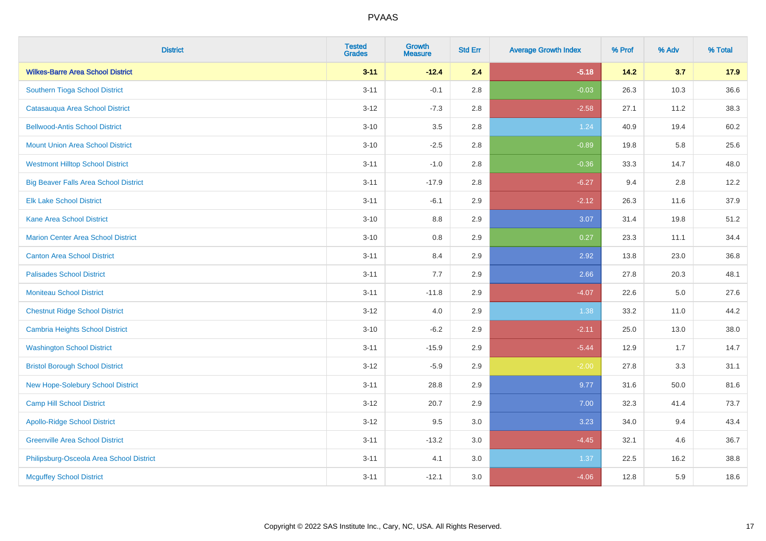# PVAAS

| District | Tested Grades | Growth Measure | Std Err | Average Growth Index | % Prof | % Adv | % Total |
|---|---|---|---|---|---|---|---|
| **Wilkes-Barre Area School District** | **3-11** | **-12.4** | **2.4** | **-5.18** | **14.2** | **3.7** | **17.9** |
| Southern Tioga School District | 3-11 | -0.1 | 2.8 | -0.03 | 26.3 | 10.3 | 36.6 |
| Catasauqua Area School District | 3-12 | -7.3 | 2.8 | -2.58 | 27.1 | 11.2 | 38.3 |
| Bellwood-Antis School District | 3-10 | 3.5 | 2.8 | 1.24 | 40.9 | 19.4 | 60.2 |
| Mount Union Area School District | 3-10 | -2.5 | 2.8 | -0.89 | 19.8 | 5.8 | 25.6 |
| Westmont Hilltop School District | 3-11 | -1.0 | 2.8 | -0.36 | 33.3 | 14.7 | 48.0 |
| Big Beaver Falls Area School District | 3-11 | -17.9 | 2.8 | -6.27 | 9.4 | 2.8 | 12.2 |
| Elk Lake School District | 3-11 | -6.1 | 2.9 | -2.12 | 26.3 | 11.6 | 37.9 |
| Kane Area School District | 3-10 | 8.8 | 2.9 | 3.07 | 31.4 | 19.8 | 51.2 |
| Marion Center Area School District | 3-10 | 0.8 | 2.9 | 0.27 | 23.3 | 11.1 | 34.4 |
| Canton Area School District | 3-11 | 8.4 | 2.9 | 2.92 | 13.8 | 23.0 | 36.8 |
| Palisades School District | 3-11 | 7.7 | 2.9 | 2.66 | 27.8 | 20.3 | 48.1 |
| Moniteau School District | 3-11 | -11.8 | 2.9 | -4.07 | 22.6 | 5.0 | 27.6 |
| Chestnut Ridge School District | 3-12 | 4.0 | 2.9 | 1.38 | 33.2 | 11.0 | 44.2 |
| Cambria Heights School District | 3-10 | -6.2 | 2.9 | -2.11 | 25.0 | 13.0 | 38.0 |
| Washington School District | 3-11 | -15.9 | 2.9 | -5.44 | 12.9 | 1.7 | 14.7 |
| Bristol Borough School District | 3-12 | -5.9 | 2.9 | -2.00 | 27.8 | 3.3 | 31.1 |
| New Hope-Solebury School District | 3-11 | 28.8 | 2.9 | 9.77 | 31.6 | 50.0 | 81.6 |
| Camp Hill School District | 3-12 | 20.7 | 2.9 | 7.00 | 32.3 | 41.4 | 73.7 |
| Apollo-Ridge School District | 3-12 | 9.5 | 3.0 | 3.23 | 34.0 | 9.4 | 43.4 |
| Greenville Area School District | 3-11 | -13.2 | 3.0 | -4.45 | 32.1 | 4.6 | 36.7 |
| Philipsburg-Osceola Area School District | 3-11 | 4.1 | 3.0 | 1.37 | 22.5 | 16.2 | 38.8 |
| Mcguffey School District | 3-11 | -12.1 | 3.0 | -4.06 | 12.8 | 5.9 | 18.6 |

Copyright © 2022 SAS Institute Inc., Cary, NC, USA. All Rights Reserved.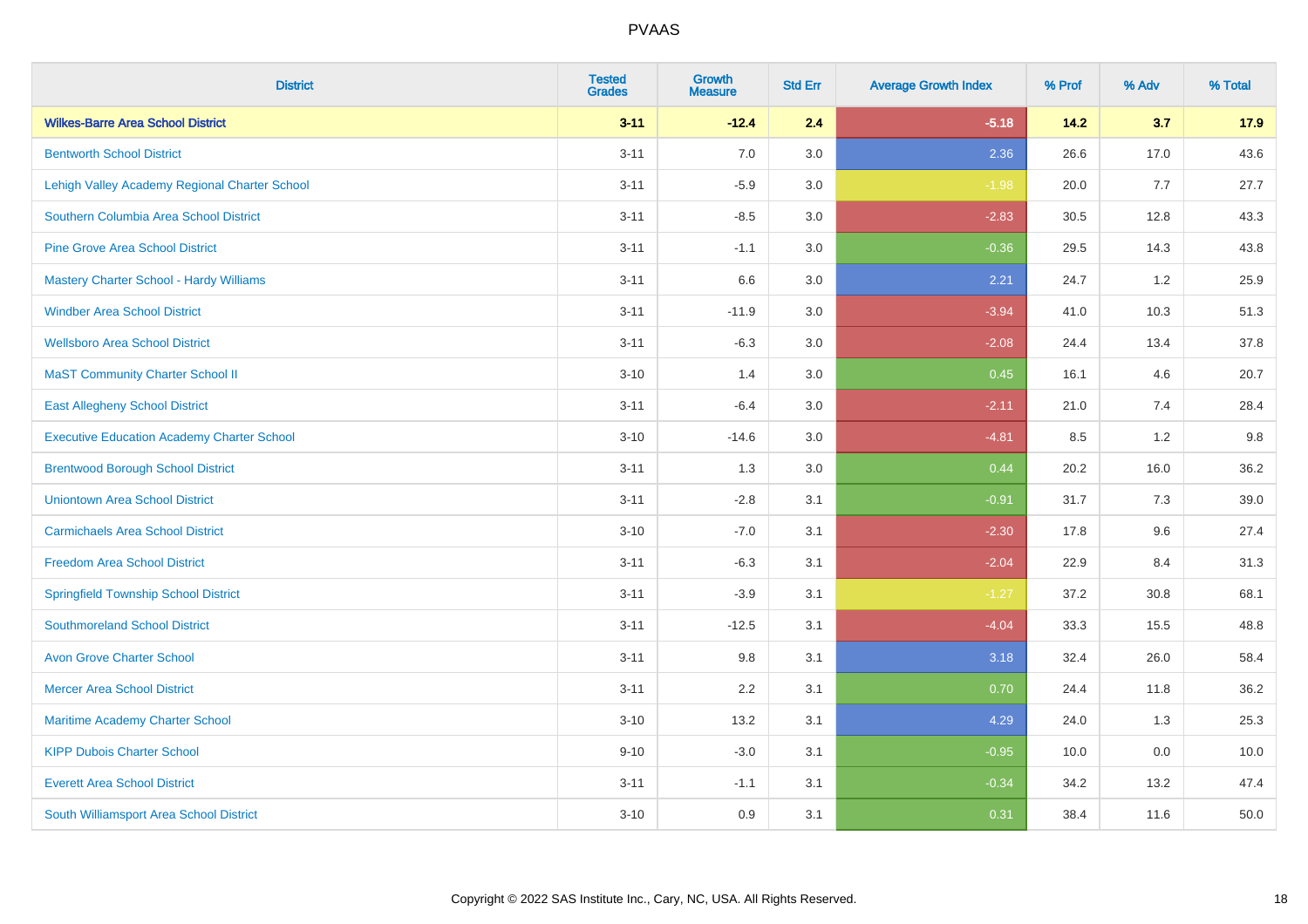# PVAAS

| District | Tested Grades | Growth Measure | Std Err | Average Growth Index | % Prof | % Adv | % Total |
|---|---|---|---|---|---|---|---|
| **Wilkes-Barre Area School District** | **3-11** | **-12.4** | **2.4** | **-5.18** | **14.2** | **3.7** | **17.9** |
| Bentworth School District | 3-11 | 7.0 | 3.0 | 2.36 | 26.6 | 17.0 | 43.6 |
| Lehigh Valley Academy Regional Charter School | 3-11 | -5.9 | 3.0 | -1.98 | 20.0 | 7.7 | 27.7 |
| Southern Columbia Area School District | 3-11 | -8.5 | 3.0 | -2.83 | 30.5 | 12.8 | 43.3 |
| Pine Grove Area School District | 3-11 | -1.1 | 3.0 | -0.36 | 29.5 | 14.3 | 43.8 |
| Mastery Charter School - Hardy Williams | 3-11 | 6.6 | 3.0 | 2.21 | 24.7 | 1.2 | 25.9 |
| Windber Area School District | 3-11 | -11.9 | 3.0 | -3.94 | 41.0 | 10.3 | 51.3 |
| Wellsboro Area School District | 3-11 | -6.3 | 3.0 | -2.08 | 24.4 | 13.4 | 37.8 |
| MaST Community Charter School II | 3-10 | 1.4 | 3.0 | 0.45 | 16.1 | 4.6 | 20.7 |
| East Allegheny School District | 3-11 | -6.4 | 3.0 | -2.11 | 21.0 | 7.4 | 28.4 |
| Executive Education Academy Charter School | 3-10 | -14.6 | 3.0 | -4.81 | 8.5 | 1.2 | 9.8 |
| Brentwood Borough School District | 3-11 | 1.3 | 3.0 | 0.44 | 20.2 | 16.0 | 36.2 |
| Uniontown Area School District | 3-11 | -2.8 | 3.1 | -0.91 | 31.7 | 7.3 | 39.0 |
| Carmichaels Area School District | 3-10 | -7.0 | 3.1 | -2.30 | 17.8 | 9.6 | 27.4 |
| Freedom Area School District | 3-11 | -6.3 | 3.1 | -2.04 | 22.9 | 8.4 | 31.3 |
| Springfield Township School District | 3-11 | -3.9 | 3.1 | -1.27 | 37.2 | 30.8 | 68.1 |
| Southmoreland School District | 3-11 | -12.5 | 3.1 | -4.04 | 33.3 | 15.5 | 48.8 |
| Avon Grove Charter School | 3-11 | 9.8 | 3.1 | 3.18 | 32.4 | 26.0 | 58.4 |
| Mercer Area School District | 3-11 | 2.2 | 3.1 | 0.70 | 24.4 | 11.8 | 36.2 |
| Maritime Academy Charter School | 3-10 | 13.2 | 3.1 | 4.29 | 24.0 | 1.3 | 25.3 |
| KIPP Dubois Charter School | 9-10 | -3.0 | 3.1 | -0.95 | 10.0 | 0.0 | 10.0 |
| Everett Area School District | 3-11 | -1.1 | 3.1 | -0.34 | 34.2 | 13.2 | 47.4 |
| South Williamsport Area School District | 3-10 | 0.9 | 3.1 | 0.31 | 38.4 | 11.6 | 50.0 |

Copyright © 2022 SAS Institute Inc., Cary, NC, USA. All Rights Reserved.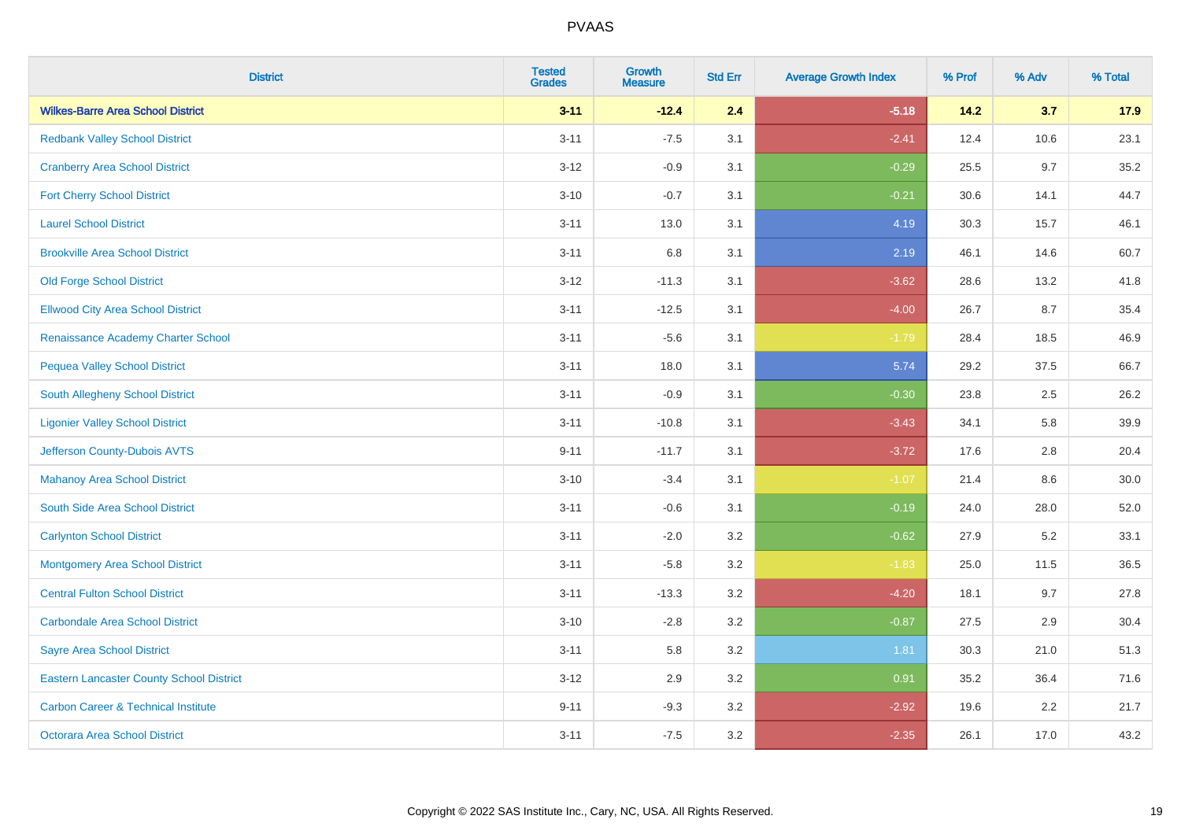| District | Tested Grades | Growth Measure | Std Err | Average Growth Index | % Prof | % Adv | % Total |
|---|---|---|---|---|---|---|---|
| **Wilkes-Barre Area School District** | **3-11** | **-12.4** | **2.4** | **-5.18** | **14.2** | **3.7** | **17.9** |
| Redbank Valley School District | 3-11 | -7.5 | 3.1 | -2.41 | 12.4 | 10.6 | 23.1 |
| Cranberry Area School District | 3-12 | -0.9 | 3.1 | -0.29 | 25.5 | 9.7 | 35.2 |
| Fort Cherry School District | 3-10 | -0.7 | 3.1 | -0.21 | 30.6 | 14.1 | 44.7 |
| Laurel School District | 3-11 | 13.0 | 3.1 | 4.19 | 30.3 | 15.7 | 46.1 |
| Brookville Area School District | 3-11 | 6.8 | 3.1 | 2.19 | 46.1 | 14.6 | 60.7 |
| Old Forge School District | 3-12 | -11.3 | 3.1 | -3.62 | 28.6 | 13.2 | 41.8 |
| Ellwood City Area School District | 3-11 | -12.5 | 3.1 | -4.00 | 26.7 | 8.7 | 35.4 |
| Renaissance Academy Charter School | 3-11 | -5.6 | 3.1 | -1.79 | 28.4 | 18.5 | 46.9 |
| Pequea Valley School District | 3-11 | 18.0 | 3.1 | 5.74 | 29.2 | 37.5 | 66.7 |
| South Allegheny School District | 3-11 | -0.9 | 3.1 | -0.30 | 23.8 | 2.5 | 26.2 |
| Ligonier Valley School District | 3-11 | -10.8 | 3.1 | -3.43 | 34.1 | 5.8 | 39.9 |
| Jefferson County-Dubois AVTS | 9-11 | -11.7 | 3.1 | -3.72 | 17.6 | 2.8 | 20.4 |
| Mahanoy Area School District | 3-10 | -3.4 | 3.1 | -1.07 | 21.4 | 8.6 | 30.0 |
| South Side Area School District | 3-11 | -0.6 | 3.1 | -0.19 | 24.0 | 28.0 | 52.0 |
| Carlynton School District | 3-11 | -2.0 | 3.2 | -0.62 | 27.9 | 5.2 | 33.1 |
| Montgomery Area School District | 3-11 | -5.8 | 3.2 | -1.83 | 25.0 | 11.5 | 36.5 |
| Central Fulton School District | 3-11 | -13.3 | 3.2 | -4.20 | 18.1 | 9.7 | 27.8 |
| Carbondale Area School District | 3-10 | -2.8 | 3.2 | -0.87 | 27.5 | 2.9 | 30.4 |
| Sayre Area School District | 3-11 | 5.8 | 3.2 | 1.81 | 30.3 | 21.0 | 51.3 |
| Eastern Lancaster County School District | 3-12 | 2.9 | 3.2 | 0.91 | 35.2 | 36.4 | 71.6 |
| Carbon Career & Technical Institute | 9-11 | -9.3 | 3.2 | -2.92 | 19.6 | 2.2 | 21.7 |
| Octorara Area School District | 3-11 | -7.5 | 3.2 | -2.35 | 26.1 | 17.0 | 43.2 |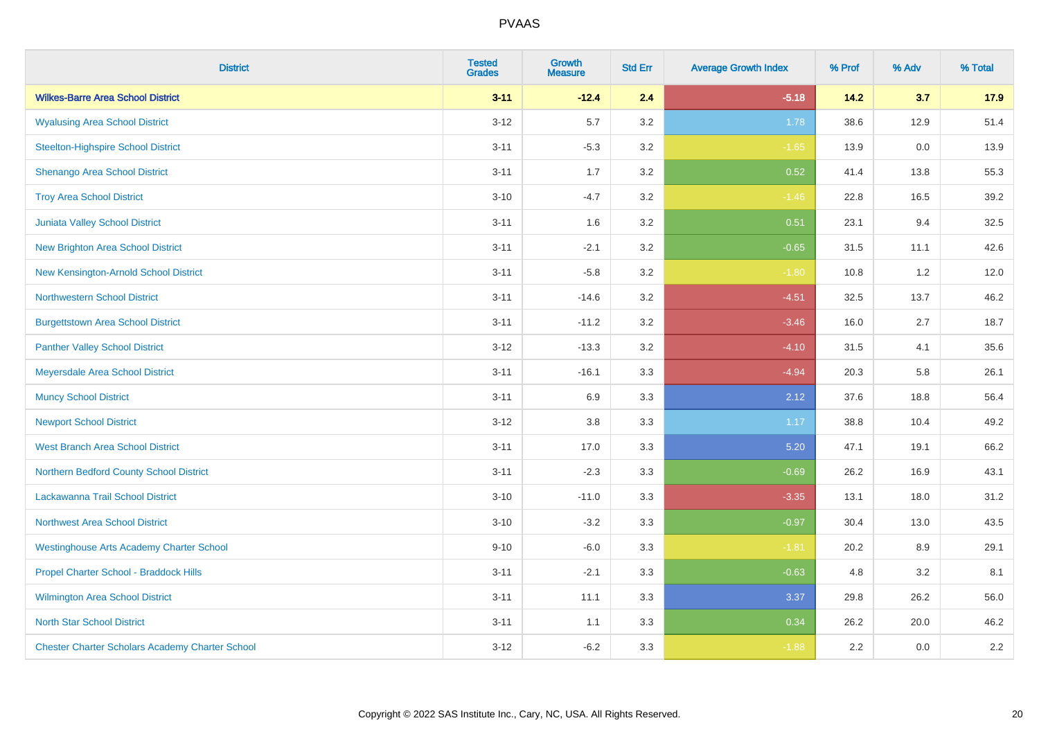| District | Tested Grades | Growth Measure | Std Err | Average Growth Index | % Prof | % Adv | % Total |
|---|---|---|---|---|---|---|---|
| **Wilkes-Barre Area School District** | **3-11** | **-12.4** | **2.4** | **-5.18** | **14.2** | **3.7** | **17.9** |
| Wyalusing Area School District | 3-12 | 5.7 | 3.2 | 1.78 | 38.6 | 12.9 | 51.4 |
| Steelton-Highspire School District | 3-11 | -5.3 | 3.2 | -1.65 | 13.9 | 0.0 | 13.9 |
| Shenango Area School District | 3-11 | 1.7 | 3.2 | 0.52 | 41.4 | 13.8 | 55.3 |
| Troy Area School District | 3-10 | -4.7 | 3.2 | -1.46 | 22.8 | 16.5 | 39.2 |
| Juniata Valley School District | 3-11 | 1.6 | 3.2 | 0.51 | 23.1 | 9.4 | 32.5 |
| New Brighton Area School District | 3-11 | -2.1 | 3.2 | -0.65 | 31.5 | 11.1 | 42.6 |
| New Kensington-Arnold School District | 3-11 | -5.8 | 3.2 | -1.80 | 10.8 | 1.2 | 12.0 |
| Northwestern School District | 3-11 | -14.6 | 3.2 | -4.51 | 32.5 | 13.7 | 46.2 |
| Burgettstown Area School District | 3-11 | -11.2 | 3.2 | -3.46 | 16.0 | 2.7 | 18.7 |
| Panther Valley School District | 3-12 | -13.3 | 3.2 | -4.10 | 31.5 | 4.1 | 35.6 |
| Meyersdale Area School District | 3-11 | -16.1 | 3.3 | -4.94 | 20.3 | 5.8 | 26.1 |
| Muncy School District | 3-11 | 6.9 | 3.3 | 2.12 | 37.6 | 18.8 | 56.4 |
| Newport School District | 3-12 | 3.8 | 3.3 | 1.17 | 38.8 | 10.4 | 49.2 |
| West Branch Area School District | 3-11 | 17.0 | 3.3 | 5.20 | 47.1 | 19.1 | 66.2 |
| Northern Bedford County School District | 3-11 | -2.3 | 3.3 | -0.69 | 26.2 | 16.9 | 43.1 |
| Lackawanna Trail School District | 3-10 | -11.0 | 3.3 | -3.35 | 13.1 | 18.0 | 31.2 |
| Northwest Area School District | 3-10 | -3.2 | 3.3 | -0.97 | 30.4 | 13.0 | 43.5 |
| Westinghouse Arts Academy Charter School | 9-10 | -6.0 | 3.3 | -1.81 | 20.2 | 8.9 | 29.1 |
| Propel Charter School - Braddock Hills | 3-11 | -2.1 | 3.3 | -0.63 | 4.8 | 3.2 | 8.1 |
| Wilmington Area School District | 3-11 | 11.1 | 3.3 | 3.37 | 29.8 | 26.2 | 56.0 |
| North Star School District | 3-11 | 1.1 | 3.3 | 0.34 | 26.2 | 20.0 | 46.2 |
| Chester Charter Scholars Academy Charter School | 3-12 | -6.2 | 3.3 | -1.88 | 2.2 | 0.0 | 2.2 |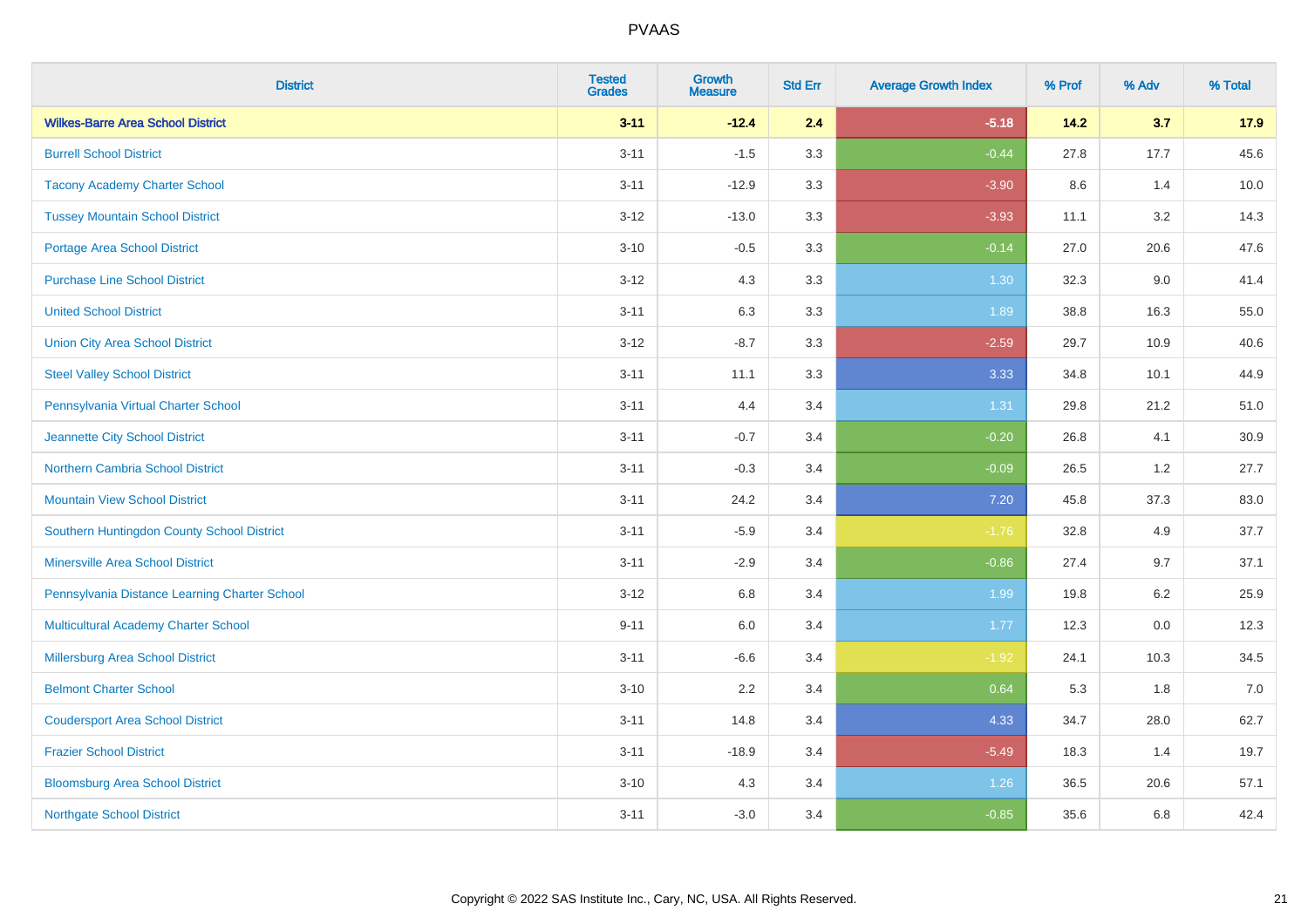# PVAAS

| District | Tested Grades | Growth Measure | Std Err | Average Growth Index | % Prof | % Adv | % Total |
|---|---|---|---|---|---|---|---|
| **Wilkes-Barre Area School District** | **3-11** | **-12.4** | **2.4** | **-5.18** | **14.2** | **3.7** | **17.9** |
| Burrell School District | 3-11 | -1.5 | 3.3 | -0.44 | 27.8 | 17.7 | 45.6 |
| Tacony Academy Charter School | 3-11 | -12.9 | 3.3 | -3.90 | 8.6 | 1.4 | 10.0 |
| Tussey Mountain School District | 3-12 | -13.0 | 3.3 | -3.93 | 11.1 | 3.2 | 14.3 |
| Portage Area School District | 3-10 | -0.5 | 3.3 | -0.14 | 27.0 | 20.6 | 47.6 |
| Purchase Line School District | 3-12 | 4.3 | 3.3 | 1.30 | 32.3 | 9.0 | 41.4 |
| United School District | 3-11 | 6.3 | 3.3 | 1.89 | 38.8 | 16.3 | 55.0 |
| Union City Area School District | 3-12 | -8.7 | 3.3 | -2.59 | 29.7 | 10.9 | 40.6 |
| Steel Valley School District | 3-11 | 11.1 | 3.3 | 3.33 | 34.8 | 10.1 | 44.9 |
| Pennsylvania Virtual Charter School | 3-11 | 4.4 | 3.4 | 1.31 | 29.8 | 21.2 | 51.0 |
| Jeannette City School District | 3-11 | -0.7 | 3.4 | -0.20 | 26.8 | 4.1 | 30.9 |
| Northern Cambria School District | 3-11 | -0.3 | 3.4 | -0.09 | 26.5 | 1.2 | 27.7 |
| Mountain View School District | 3-11 | 24.2 | 3.4 | 7.20 | 45.8 | 37.3 | 83.0 |
| Southern Huntingdon County School District | 3-11 | -5.9 | 3.4 | -1.76 | 32.8 | 4.9 | 37.7 |
| Minersville Area School District | 3-11 | -2.9 | 3.4 | -0.86 | 27.4 | 9.7 | 37.1 |
| Pennsylvania Distance Learning Charter School | 3-12 | 6.8 | 3.4 | 1.99 | 19.8 | 6.2 | 25.9 |
| Multicultural Academy Charter School | 9-11 | 6.0 | 3.4 | 1.77 | 12.3 | 0.0 | 12.3 |
| Millersburg Area School District | 3-11 | -6.6 | 3.4 | -1.92 | 24.1 | 10.3 | 34.5 |
| Belmont Charter School | 3-10 | 2.2 | 3.4 | 0.64 | 5.3 | 1.8 | 7.0 |
| Coudersport Area School District | 3-11 | 14.8 | 3.4 | 4.33 | 34.7 | 28.0 | 62.7 |
| Frazier School District | 3-11 | -18.9 | 3.4 | -5.49 | 18.3 | 1.4 | 19.7 |
| Bloomsburg Area School District | 3-10 | 4.3 | 3.4 | 1.26 | 36.5 | 20.6 | 57.1 |
| Northgate School District | 3-11 | -3.0 | 3.4 | -0.85 | 35.6 | 6.8 | 42.4 |

Copyright © 2022 SAS Institute Inc., Cary, NC, USA. All Rights Reserved.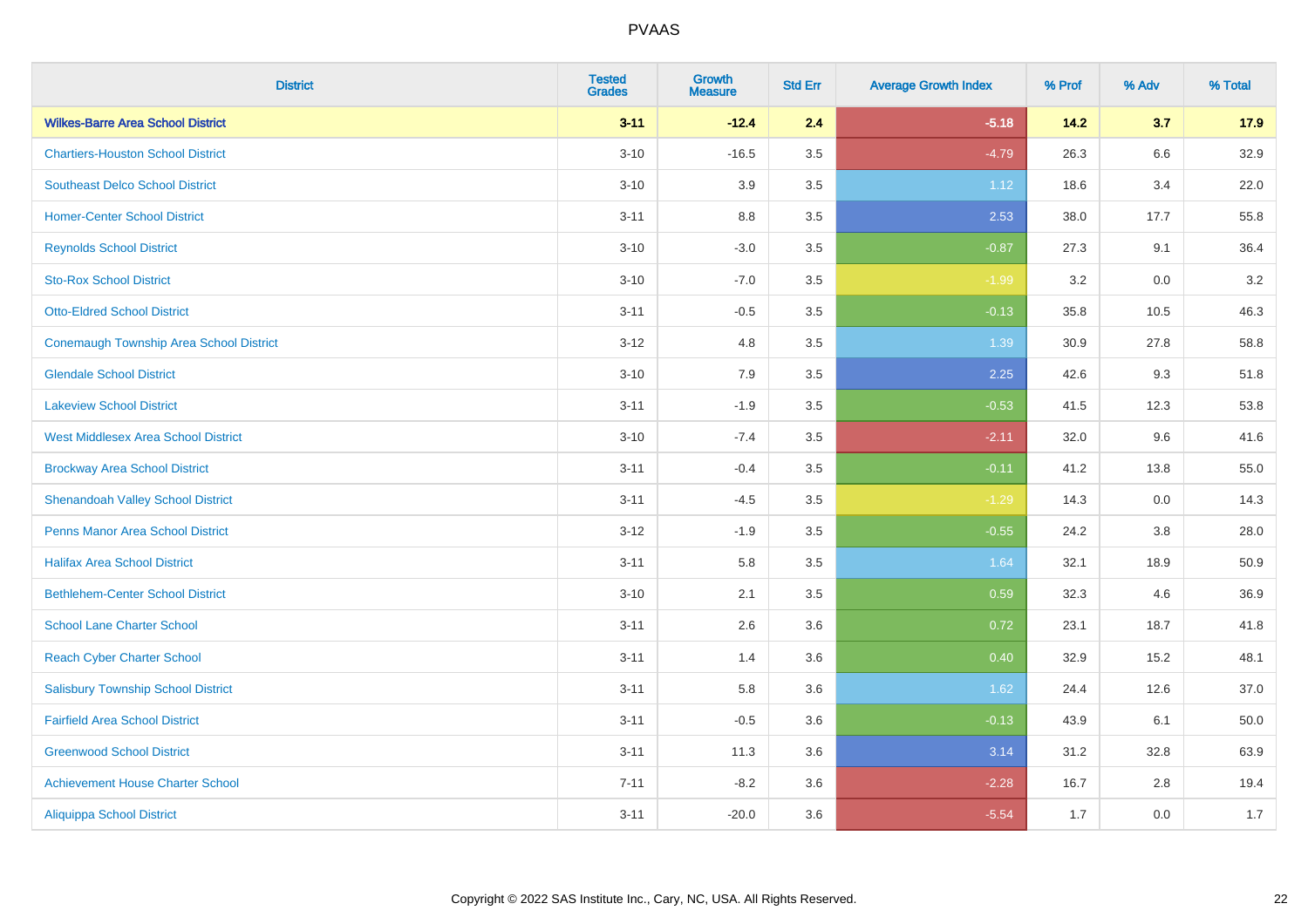| District | Tested Grades | Growth Measure | Std Err | Average Growth Index | % Prof | % Adv | % Total |
|---|---|---|---|---|---|---|---|
| **Wilkes-Barre Area School District** | **3-11** | **-12.4** | **2.4** | **-5.18** | **14.2** | **3.7** | **17.9** |
| Chartiers-Houston School District | 3-10 | -16.5 | 3.5 | -4.79 | 26.3 | 6.6 | 32.9 |
| Southeast Delco School District | 3-10 | 3.9 | 3.5 | 1.12 | 18.6 | 3.4 | 22.0 |
| Homer-Center School District | 3-11 | 8.8 | 3.5 | 2.53 | 38.0 | 17.7 | 55.8 |
| Reynolds School District | 3-10 | -3.0 | 3.5 | -0.87 | 27.3 | 9.1 | 36.4 |
| Sto-Rox School District | 3-10 | -7.0 | 3.5 | -1.99 | 3.2 | 0.0 | 3.2 |
| Otto-Eldred School District | 3-11 | -0.5 | 3.5 | -0.13 | 35.8 | 10.5 | 46.3 |
| Conemaugh Township Area School District | 3-12 | 4.8 | 3.5 | 1.39 | 30.9 | 27.8 | 58.8 |
| Glendale School District | 3-10 | 7.9 | 3.5 | 2.25 | 42.6 | 9.3 | 51.8 |
| Lakeview School District | 3-11 | -1.9 | 3.5 | -0.53 | 41.5 | 12.3 | 53.8 |
| West Middlesex Area School District | 3-10 | -7.4 | 3.5 | -2.11 | 32.0 | 9.6 | 41.6 |
| Brockway Area School District | 3-11 | -0.4 | 3.5 | -0.11 | 41.2 | 13.8 | 55.0 |
| Shenandoah Valley School District | 3-11 | -4.5 | 3.5 | -1.29 | 14.3 | 0.0 | 14.3 |
| Penns Manor Area School District | 3-12 | -1.9 | 3.5 | -0.55 | 24.2 | 3.8 | 28.0 |
| Halifax Area School District | 3-11 | 5.8 | 3.5 | 1.64 | 32.1 | 18.9 | 50.9 |
| Bethlehem-Center School District | 3-10 | 2.1 | 3.5 | 0.59 | 32.3 | 4.6 | 36.9 |
| School Lane Charter School | 3-11 | 2.6 | 3.6 | 0.72 | 23.1 | 18.7 | 41.8 |
| Reach Cyber Charter School | 3-11 | 1.4 | 3.6 | 0.40 | 32.9 | 15.2 | 48.1 |
| Salisbury Township School District | 3-11 | 5.8 | 3.6 | 1.62 | 24.4 | 12.6 | 37.0 |
| Fairfield Area School District | 3-11 | -0.5 | 3.6 | -0.13 | 43.9 | 6.1 | 50.0 |
| Greenwood School District | 3-11 | 11.3 | 3.6 | 3.14 | 31.2 | 32.8 | 63.9 |
| Achievement House Charter School | 7-11 | -8.2 | 3.6 | -2.28 | 16.7 | 2.8 | 19.4 |
| Aliquippa School District | 3-11 | -20.0 | 3.6 | -5.54 | 1.7 | 0.0 | 1.7 |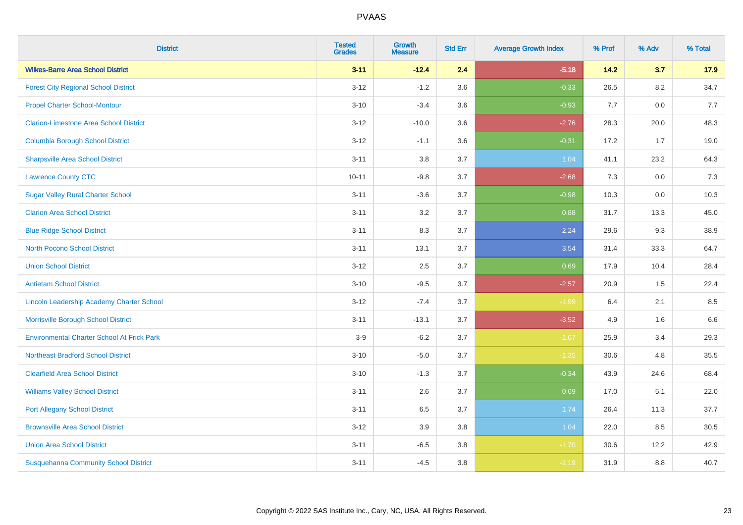# PVAAS

| District | Tested Grades | Growth Measure | Std Err | Average Growth Index | % Prof | % Adv | % Total |
|---|---|---|---|---|---|---|---|
| **Wilkes-Barre Area School District** | **3-11** | **-12.4** | **2.4** | **-5.18** | **14.2** | **3.7** | **17.9** |
| Forest City Regional School District | 3-12 | -1.2 | 3.6 | -0.33 | 26.5 | 8.2 | 34.7 |
| Propel Charter School-Montour | 3-10 | -3.4 | 3.6 | -0.93 | 7.7 | 0.0 | 7.7 |
| Clarion-Limestone Area School District | 3-12 | -10.0 | 3.6 | -2.76 | 28.3 | 20.0 | 48.3 |
| Columbia Borough School District | 3-12 | -1.1 | 3.6 | -0.31 | 17.2 | 1.7 | 19.0 |
| Sharpsville Area School District | 3-11 | 3.8 | 3.7 | 1.04 | 41.1 | 23.2 | 64.3 |
| Lawrence County CTC | 10-11 | -9.8 | 3.7 | -2.68 | 7.3 | 0.0 | 7.3 |
| Sugar Valley Rural Charter School | 3-11 | -3.6 | 3.7 | -0.98 | 10.3 | 0.0 | 10.3 |
| Clarion Area School District | 3-11 | 3.2 | 3.7 | 0.88 | 31.7 | 13.3 | 45.0 |
| Blue Ridge School District | 3-11 | 8.3 | 3.7 | 2.24 | 29.6 | 9.3 | 38.9 |
| North Pocono School District | 3-11 | 13.1 | 3.7 | 3.54 | 31.4 | 33.3 | 64.7 |
| Union School District | 3-12 | 2.5 | 3.7 | 0.69 | 17.9 | 10.4 | 28.4 |
| Antietam School District | 3-10 | -9.5 | 3.7 | -2.57 | 20.9 | 1.5 | 22.4 |
| Lincoln Leadership Academy Charter School | 3-12 | -7.4 | 3.7 | -1.99 | 6.4 | 2.1 | 8.5 |
| Morrisville Borough School District | 3-11 | -13.1 | 3.7 | -3.52 | 4.9 | 1.6 | 6.6 |
| Environmental Charter School At Frick Park | 3-9 | -6.2 | 3.7 | -1.67 | 25.9 | 3.4 | 29.3 |
| Northeast Bradford School District | 3-10 | -5.0 | 3.7 | -1.35 | 30.6 | 4.8 | 35.5 |
| Clearfield Area School District | 3-10 | -1.3 | 3.7 | -0.34 | 43.9 | 24.6 | 68.4 |
| Williams Valley School District | 3-11 | 2.6 | 3.7 | 0.69 | 17.0 | 5.1 | 22.0 |
| Port Allegany School District | 3-11 | 6.5 | 3.7 | 1.74 | 26.4 | 11.3 | 37.7 |
| Brownsville Area School District | 3-12 | 3.9 | 3.8 | 1.04 | 22.0 | 8.5 | 30.5 |
| Union Area School District | 3-11 | -6.5 | 3.8 | -1.70 | 30.6 | 12.2 | 42.9 |
| Susquehanna Community School District | 3-11 | -4.5 | 3.8 | -1.19 | 31.9 | 8.8 | 40.7 |

Copyright © 2022 SAS Institute Inc., Cary, NC, USA. All Rights Reserved.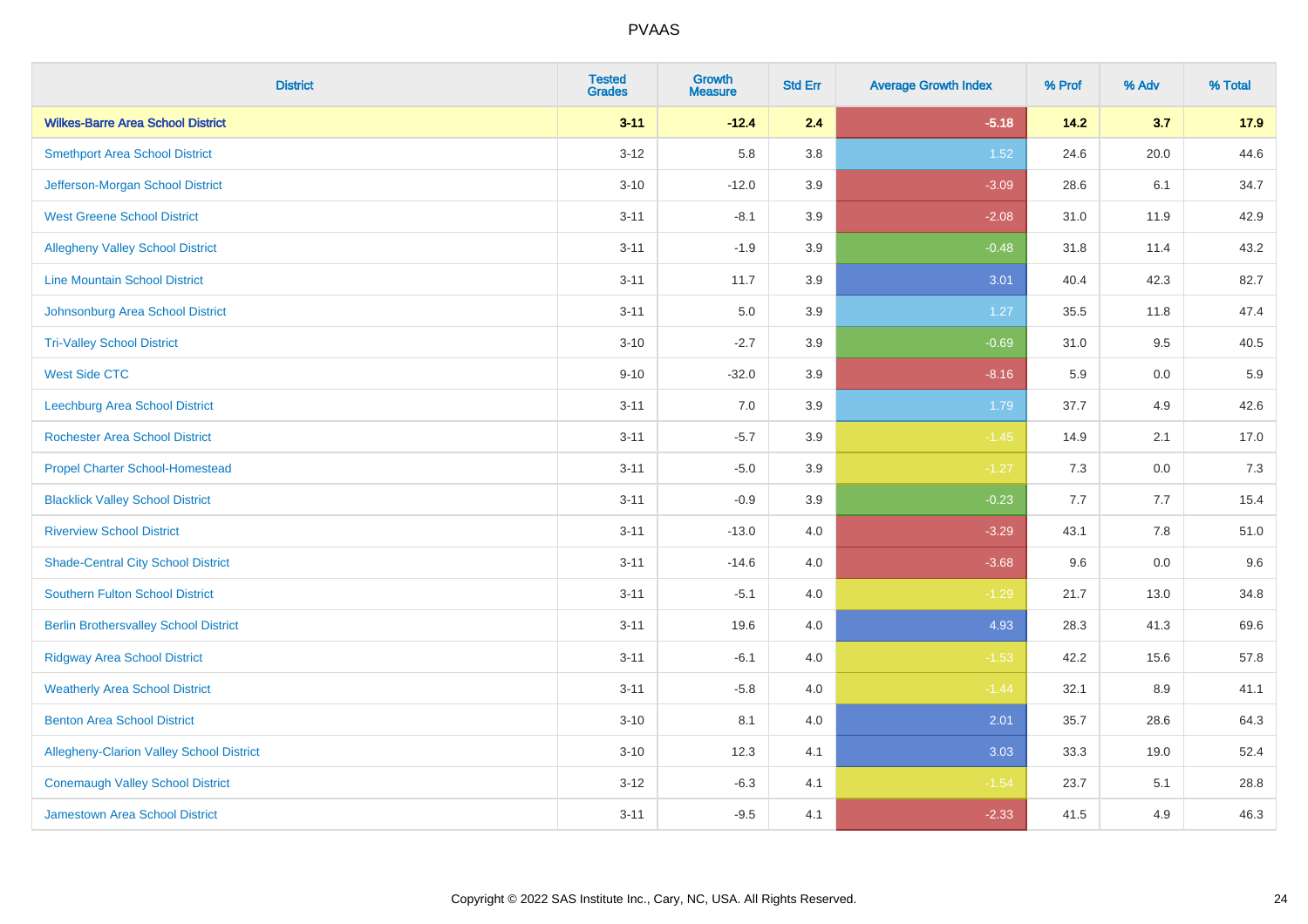PVAAS

| District | Tested Grades | Growth Measure | Std Err | Average Growth Index | % Prof | % Adv | % Total |
|---|---|---|---|---|---|---|---|
| **Wilkes-Barre Area School District** | **3-11** | **-12.4** | **2.4** | **-5.18** | **14.2** | **3.7** | **17.9** |
| Smethport Area School District | 3-12 | 5.8 | 3.8 | 1.52 | 24.6 | 20.0 | 44.6 |
| Jefferson-Morgan School District | 3-10 | -12.0 | 3.9 | -3.09 | 28.6 | 6.1 | 34.7 |
| West Greene School District | 3-11 | -8.1 | 3.9 | -2.08 | 31.0 | 11.9 | 42.9 |
| Allegheny Valley School District | 3-11 | -1.9 | 3.9 | -0.48 | 31.8 | 11.4 | 43.2 |
| Line Mountain School District | 3-11 | 11.7 | 3.9 | 3.01 | 40.4 | 42.3 | 82.7 |
| Johnsonburg Area School District | 3-11 | 5.0 | 3.9 | 1.27 | 35.5 | 11.8 | 47.4 |
| Tri-Valley School District | 3-10 | -2.7 | 3.9 | -0.69 | 31.0 | 9.5 | 40.5 |
| West Side CTC | 9-10 | -32.0 | 3.9 | -8.16 | 5.9 | 0.0 | 5.9 |
| Leechburg Area School District | 3-11 | 7.0 | 3.9 | 1.79 | 37.7 | 4.9 | 42.6 |
| Rochester Area School District | 3-11 | -5.7 | 3.9 | -1.45 | 14.9 | 2.1 | 17.0 |
| Propel Charter School-Homestead | 3-11 | -5.0 | 3.9 | -1.27 | 7.3 | 0.0 | 7.3 |
| Blacklick Valley School District | 3-11 | -0.9 | 3.9 | -0.23 | 7.7 | 7.7 | 15.4 |
| Riverview School District | 3-11 | -13.0 | 4.0 | -3.29 | 43.1 | 7.8 | 51.0 |
| Shade-Central City School District | 3-11 | -14.6 | 4.0 | -3.68 | 9.6 | 0.0 | 9.6 |
| Southern Fulton School District | 3-11 | -5.1 | 4.0 | -1.29 | 21.7 | 13.0 | 34.8 |
| Berlin Brothersvalley School District | 3-11 | 19.6 | 4.0 | 4.93 | 28.3 | 41.3 | 69.6 |
| Ridgway Area School District | 3-11 | -6.1 | 4.0 | -1.53 | 42.2 | 15.6 | 57.8 |
| Weatherly Area School District | 3-11 | -5.8 | 4.0 | -1.44 | 32.1 | 8.9 | 41.1 |
| Benton Area School District | 3-10 | 8.1 | 4.0 | 2.01 | 35.7 | 28.6 | 64.3 |
| Allegheny-Clarion Valley School District | 3-10 | 12.3 | 4.1 | 3.03 | 33.3 | 19.0 | 52.4 |
| Conemaugh Valley School District | 3-12 | -6.3 | 4.1 | -1.54 | 23.7 | 5.1 | 28.8 |
| Jamestown Area School District | 3-11 | -9.5 | 4.1 | -2.33 | 41.5 | 4.9 | 46.3 |

Copyright © 2022 SAS Institute Inc., Cary, NC, USA. All Rights Reserved.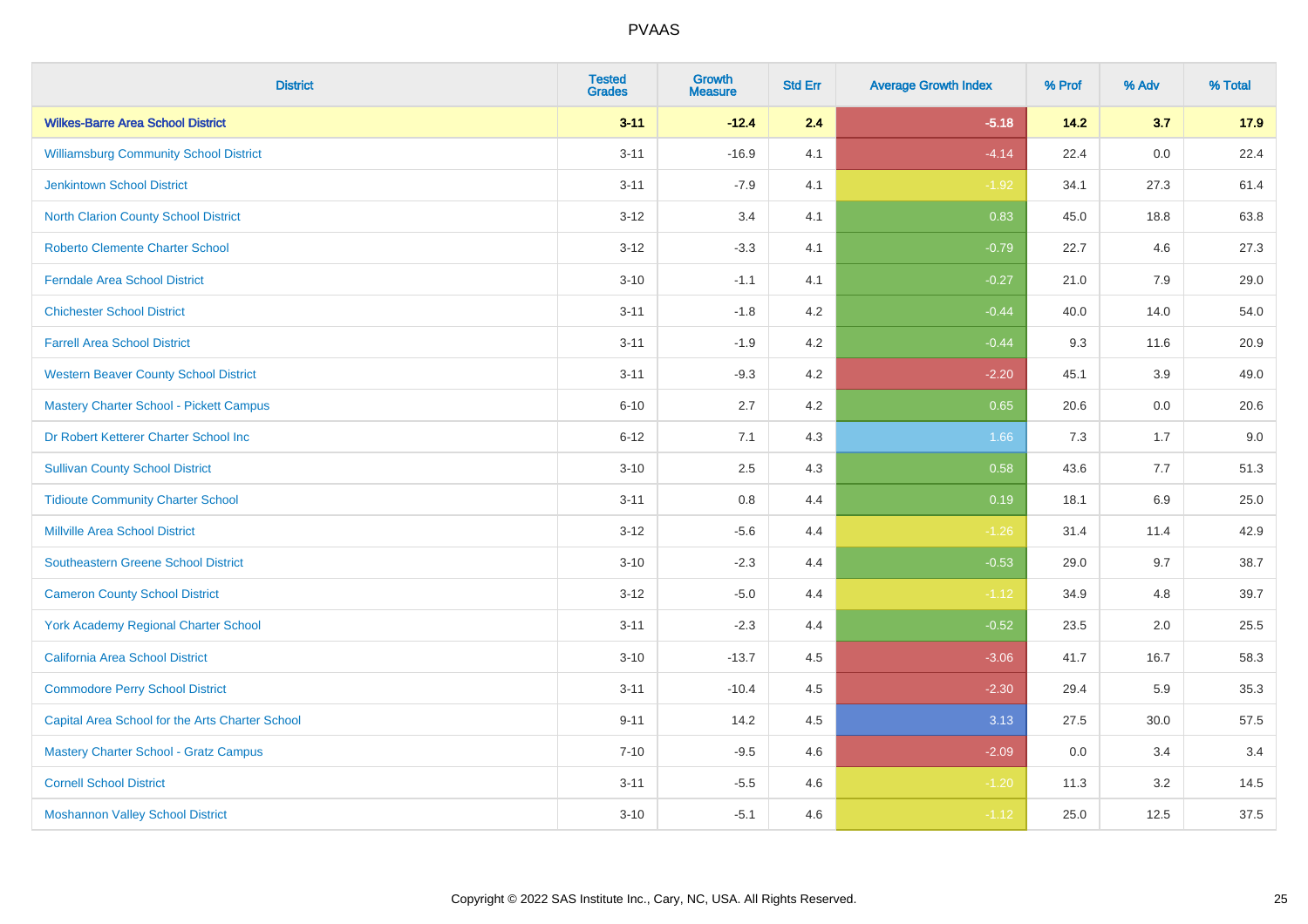| District | Tested Grades | Growth Measure | Std Err | Average Growth Index | % Prof | % Adv | % Total |
|---|---|---|---|---|---|---|---|
| **Wilkes-Barre Area School District** | **3-11** | **-12.4** | **2.4** | **-5.18** | **14.2** | **3.7** | **17.9** |
| Williamsburg Community School District | 3-11 | -16.9 | 4.1 | -4.14 | 22.4 | 0.0 | 22.4 |
| Jenkintown School District | 3-11 | -7.9 | 4.1 | -1.92 | 34.1 | 27.3 | 61.4 |
| North Clarion County School District | 3-12 | 3.4 | 4.1 | 0.83 | 45.0 | 18.8 | 63.8 |
| Roberto Clemente Charter School | 3-12 | -3.3 | 4.1 | -0.79 | 22.7 | 4.6 | 27.3 |
| Ferndale Area School District | 3-10 | -1.1 | 4.1 | -0.27 | 21.0 | 7.9 | 29.0 |
| Chichester School District | 3-11 | -1.8 | 4.2 | -0.44 | 40.0 | 14.0 | 54.0 |
| Farrell Area School District | 3-11 | -1.9 | 4.2 | -0.44 | 9.3 | 11.6 | 20.9 |
| Western Beaver County School District | 3-11 | -9.3 | 4.2 | -2.20 | 45.1 | 3.9 | 49.0 |
| Mastery Charter School - Pickett Campus | 6-10 | 2.7 | 4.2 | 0.65 | 20.6 | 0.0 | 20.6 |
| Dr Robert Ketterer Charter School Inc | 6-12 | 7.1 | 4.3 | 1.66 | 7.3 | 1.7 | 9.0 |
| Sullivan County School District | 3-10 | 2.5 | 4.3 | 0.58 | 43.6 | 7.7 | 51.3 |
| Tidioute Community Charter School | 3-11 | 0.8 | 4.4 | 0.19 | 18.1 | 6.9 | 25.0 |
| Millville Area School District | 3-12 | -5.6 | 4.4 | -1.26 | 31.4 | 11.4 | 42.9 |
| Southeastern Greene School District | 3-10 | -2.3 | 4.4 | -0.53 | 29.0 | 9.7 | 38.7 |
| Cameron County School District | 3-12 | -5.0 | 4.4 | -1.12 | 34.9 | 4.8 | 39.7 |
| York Academy Regional Charter School | 3-11 | -2.3 | 4.4 | -0.52 | 23.5 | 2.0 | 25.5 |
| California Area School District | 3-10 | -13.7 | 4.5 | -3.06 | 41.7 | 16.7 | 58.3 |
| Commodore Perry School District | 3-11 | -10.4 | 4.5 | -2.30 | 29.4 | 5.9 | 35.3 |
| Capital Area School for the Arts Charter School | 9-11 | 14.2 | 4.5 | 3.13 | 27.5 | 30.0 | 57.5 |
| Mastery Charter School - Gratz Campus | 7-10 | -9.5 | 4.6 | -2.09 | 0.0 | 3.4 | 3.4 |
| Cornell School District | 3-11 | -5.5 | 4.6 | -1.20 | 11.3 | 3.2 | 14.5 |
| Moshannon Valley School District | 3-10 | -5.1 | 4.6 | -1.12 | 25.0 | 12.5 | 37.5 |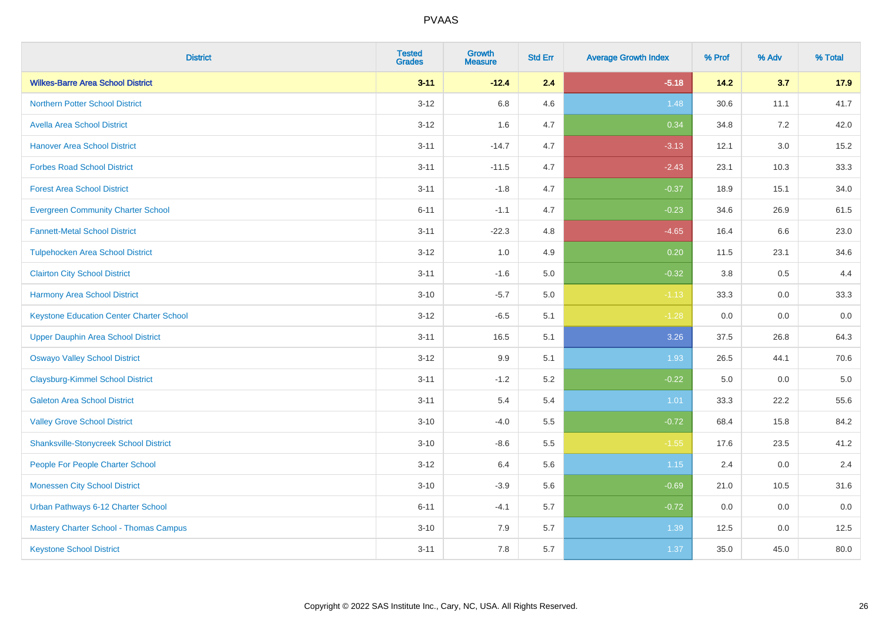# PVAAS

| District | Tested Grades | Growth Measure | Std Err | Average Growth Index | % Prof | % Adv | % Total |
|---|---|---|---|---|---|---|---|
| **Wilkes-Barre Area School District** | **3-11** | **-12.4** | **2.4** | **-5.18** | **14.2** | **3.7** | **17.9** |
| Northern Potter School District | 3-12 | 6.8 | 4.6 | 1.48 | 30.6 | 11.1 | 41.7 |
| Avella Area School District | 3-12 | 1.6 | 4.7 | 0.34 | 34.8 | 7.2 | 42.0 |
| Hanover Area School District | 3-11 | -14.7 | 4.7 | -3.13 | 12.1 | 3.0 | 15.2 |
| Forbes Road School District | 3-11 | -11.5 | 4.7 | -2.43 | 23.1 | 10.3 | 33.3 |
| Forest Area School District | 3-11 | -1.8 | 4.7 | -0.37 | 18.9 | 15.1 | 34.0 |
| Evergreen Community Charter School | 6-11 | -1.1 | 4.7 | -0.23 | 34.6 | 26.9 | 61.5 |
| Fannett-Metal School District | 3-11 | -22.3 | 4.8 | -4.65 | 16.4 | 6.6 | 23.0 |
| Tulpehocken Area School District | 3-12 | 1.0 | 4.9 | 0.20 | 11.5 | 23.1 | 34.6 |
| Clairton City School District | 3-11 | -1.6 | 5.0 | -0.32 | 3.8 | 0.5 | 4.4 |
| Harmony Area School District | 3-10 | -5.7 | 5.0 | -1.13 | 33.3 | 0.0 | 33.3 |
| Keystone Education Center Charter School | 3-12 | -6.5 | 5.1 | -1.28 | 0.0 | 0.0 | 0.0 |
| Upper Dauphin Area School District | 3-11 | 16.5 | 5.1 | 3.26 | 37.5 | 26.8 | 64.3 |
| Oswayo Valley School District | 3-12 | 9.9 | 5.1 | 1.93 | 26.5 | 44.1 | 70.6 |
| Claysburg-Kimmel School District | 3-11 | -1.2 | 5.2 | -0.22 | 5.0 | 0.0 | 5.0 |
| Galeton Area School District | 3-11 | 5.4 | 5.4 | 1.01 | 33.3 | 22.2 | 55.6 |
| Valley Grove School District | 3-10 | -4.0 | 5.5 | -0.72 | 68.4 | 15.8 | 84.2 |
| Shanksville-Stonycreek School District | 3-10 | -8.6 | 5.5 | -1.55 | 17.6 | 23.5 | 41.2 |
| People For People Charter School | 3-12 | 6.4 | 5.6 | 1.15 | 2.4 | 0.0 | 2.4 |
| Monessen City School District | 3-10 | -3.9 | 5.6 | -0.69 | 21.0 | 10.5 | 31.6 |
| Urban Pathways 6-12 Charter School | 6-11 | -4.1 | 5.7 | -0.72 | 0.0 | 0.0 | 0.0 |
| Mastery Charter School - Thomas Campus | 3-10 | 7.9 | 5.7 | 1.39 | 12.5 | 0.0 | 12.5 |
| Keystone School District | 3-11 | 7.8 | 5.7 | 1.37 | 35.0 | 45.0 | 80.0 |

Copyright © 2022 SAS Institute Inc., Cary, NC, USA. All Rights Reserved.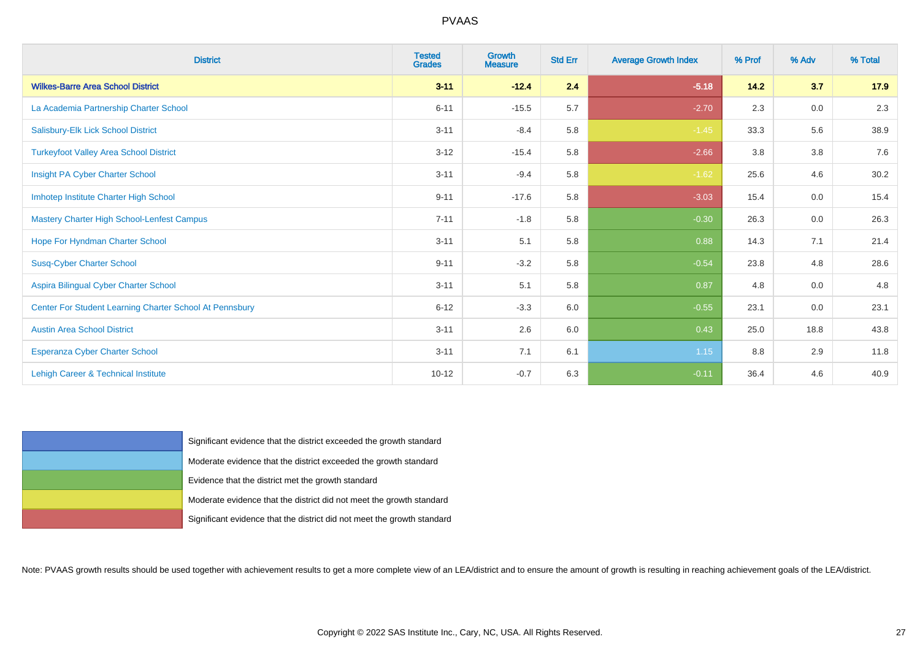PVAAS

| District | Tested Grades | Growth Measure | Std Err | Average Growth Index | % Prof | % Adv | % Total |
|---|---|---|---|---|---|---|---|
| **Wilkes-Barre Area School District** | **3-11** | **-12.4** | **2.4** | **-5.18** | **14.2** | **3.7** | **17.9** |
| La Academia Partnership Charter School | 6-11 | -15.5 | 5.7 | -2.70 | 2.3 | 0.0 | 2.3 |
| Salisbury-Elk Lick School District | 3-11 | -8.4 | 5.8 | -1.45 | 33.3 | 5.6 | 38.9 |
| Turkeyfoot Valley Area School District | 3-12 | -15.4 | 5.8 | -2.66 | 3.8 | 3.8 | 7.6 |
| Insight PA Cyber Charter School | 3-11 | -9.4 | 5.8 | -1.62 | 25.6 | 4.6 | 30.2 |
| Imhotep Institute Charter High School | 9-11 | -17.6 | 5.8 | -3.03 | 15.4 | 0.0 | 15.4 |
| Mastery Charter High School-Lenfest Campus | 7-11 | -1.8 | 5.8 | -0.30 | 26.3 | 0.0 | 26.3 |
| Hope For Hyndman Charter School | 3-11 | 5.1 | 5.8 | 0.88 | 14.3 | 7.1 | 21.4 |
| Susq-Cyber Charter School | 9-11 | -3.2 | 5.8 | -0.54 | 23.8 | 4.8 | 28.6 |
| Aspira Bilingual Cyber Charter School | 3-11 | 5.1 | 5.8 | 0.87 | 4.8 | 0.0 | 4.8 |
| Center For Student Learning Charter School At Pennsbury | 6-12 | -3.3 | 6.0 | -0.55 | 23.1 | 0.0 | 23.1 |
| Austin Area School District | 3-11 | 2.6 | 6.0 | 0.43 | 25.0 | 18.8 | 43.8 |
| Esperanza Cyber Charter School | 3-11 | 7.1 | 6.1 | 1.15 | 8.8 | 2.9 | 11.8 |
| Lehigh Career & Technical Institute | 10-12 | -0.7 | 6.3 | -0.11 | 36.4 | 4.6 | 40.9 |

Significant evidence that the district exceeded the growth standard

Moderate evidence that the district exceeded the growth standard

Evidence that the district met the growth standard

Moderate evidence that the district did not meet the growth standard

Significant evidence that the district did not meet the growth standard

Note: PVAAS growth results should be used together with achievement results to get a more complete view of an LEA/district and to ensure the amount of growth is resulting in reaching achievement goals of the LEA/district.

Copyright © 2022 SAS Institute Inc., Cary, NC, USA. All Rights Reserved.